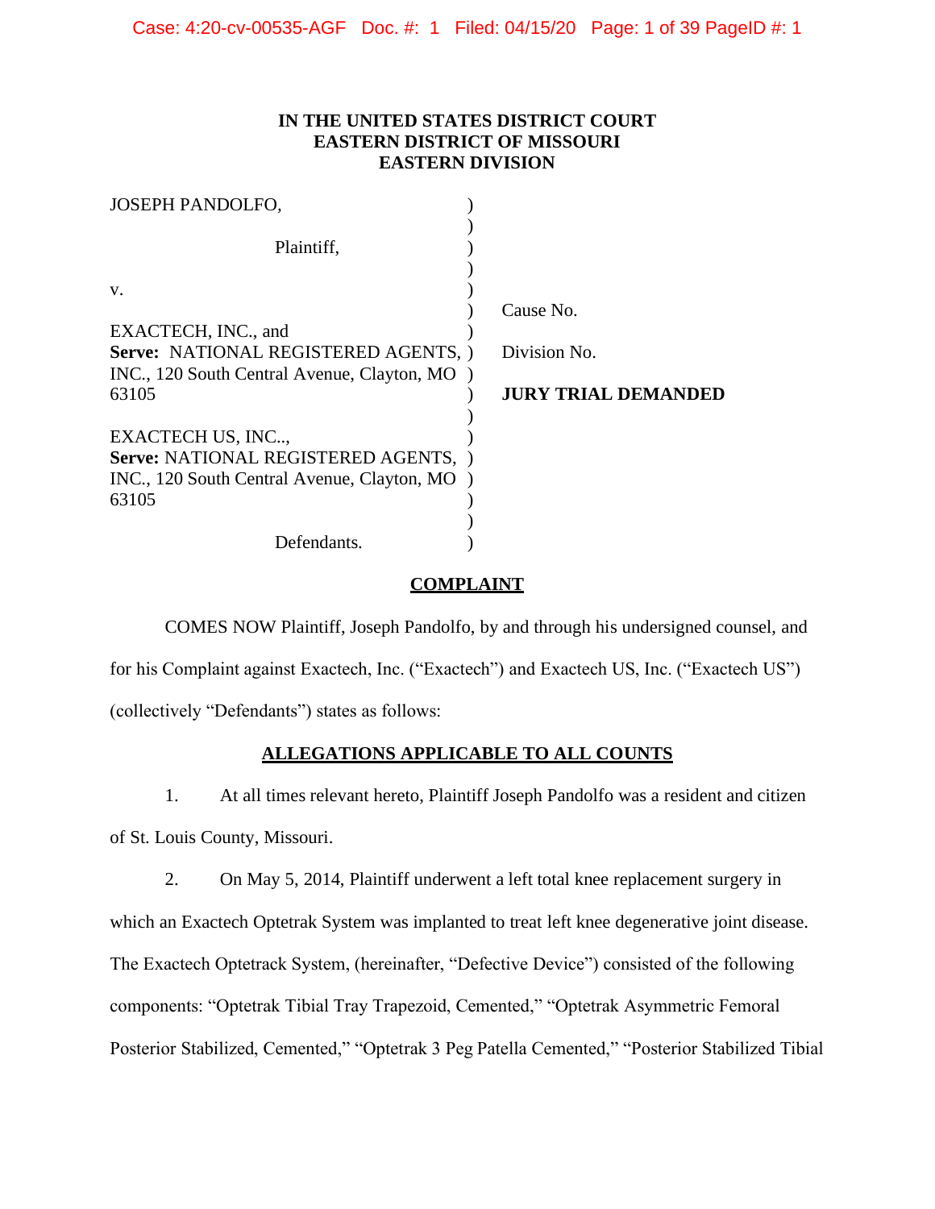**IN THE UNITED STATES DISTRICT COURT**
**EASTERN DISTRICT OF MISSOURI**
**EASTERN DIVISION**

| | | |
|---|---|---|
| JOSEPH PANDOLFO, | ) | |
| Plaintiff, | ) | |
| v. | ) | |
| | ) | Cause No. |
| EXACTECH, INC., and **Serve:** NATIONAL REGISTERED AGENTS, INC., 120 South Central Avenue, Clayton, MO 63105 | ) | Division No. |
| | ) | **JURY TRIAL DEMANDED** |
| EXACTECH US, INC.., **Serve:** NATIONAL REGISTERED AGENTS, INC., 120 South Central Avenue, Clayton, MO 63105 | ) | |
| Defendants. | ) | |

## COMPLAINT

COMES NOW Plaintiff, Joseph Pandolfo, by and through his undersigned counsel, and for his Complaint against Exactech, Inc. ("Exactech") and Exactech US, Inc. ("Exactech US") (collectively "Defendants") states as follows:

## ALLEGATIONS APPLICABLE TO ALL COUNTS

1. At all times relevant hereto, Plaintiff Joseph Pandolfo was a resident and citizen of St. Louis County, Missouri.

2. On May 5, 2014, Plaintiff underwent a left total knee replacement surgery in which an Exactech Optetrak System was implanted to treat left knee degenerative joint disease. The Exactech Optetrack System, (hereinafter, "Defective Device") consisted of the following components: "Optetrak Tibial Tray Trapezoid, Cemented," "Optetrak Asymmetric Femoral Posterior Stabilized, Cemented," "Optetrak 3 Peg Patella Cemented," "Posterior Stabilized Tibial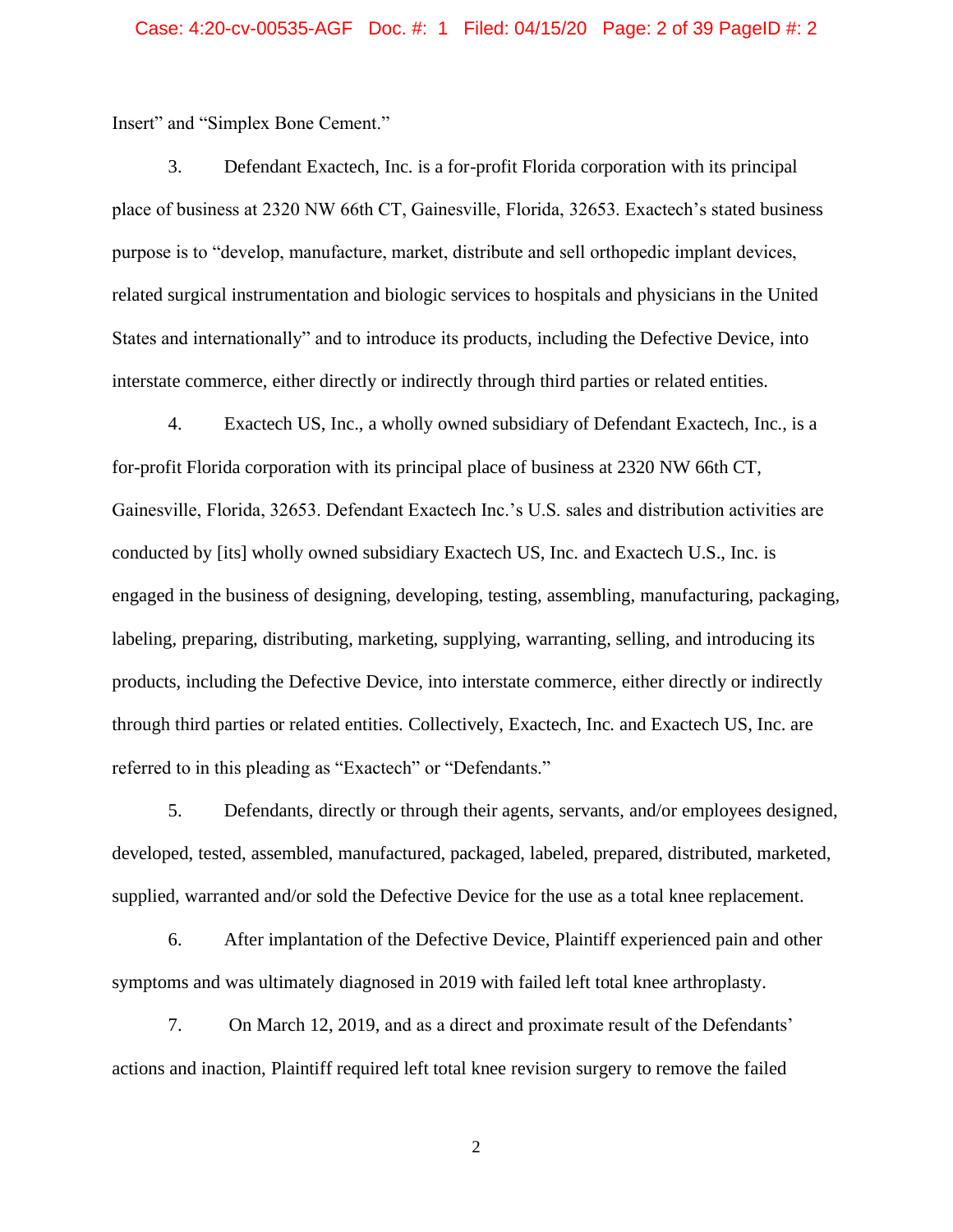Insert" and "Simplex Bone Cement."

3. Defendant Exactech, Inc. is a for-profit Florida corporation with its principal place of business at 2320 NW 66th CT, Gainesville, Florida, 32653. Exactech's stated business purpose is to "develop, manufacture, market, distribute and sell orthopedic implant devices, related surgical instrumentation and biologic services to hospitals and physicians in the United States and internationally" and to introduce its products, including the Defective Device, into interstate commerce, either directly or indirectly through third parties or related entities.

4. Exactech US, Inc., a wholly owned subsidiary of Defendant Exactech, Inc., is a for-profit Florida corporation with its principal place of business at 2320 NW 66th CT, Gainesville, Florida, 32653. Defendant Exactech Inc.'s U.S. sales and distribution activities are conducted by [its] wholly owned subsidiary Exactech US, Inc. and Exactech U.S., Inc. is engaged in the business of designing, developing, testing, assembling, manufacturing, packaging, labeling, preparing, distributing, marketing, supplying, warranting, selling, and introducing its products, including the Defective Device, into interstate commerce, either directly or indirectly through third parties or related entities. Collectively, Exactech, Inc. and Exactech US, Inc. are referred to in this pleading as "Exactech" or "Defendants."

5. Defendants, directly or through their agents, servants, and/or employees designed, developed, tested, assembled, manufactured, packaged, labeled, prepared, distributed, marketed, supplied, warranted and/or sold the Defective Device for the use as a total knee replacement.

6. After implantation of the Defective Device, Plaintiff experienced pain and other symptoms and was ultimately diagnosed in 2019 with failed left total knee arthroplasty.

7. On March 12, 2019, and as a direct and proximate result of the Defendants' actions and inaction, Plaintiff required left total knee revision surgery to remove the failed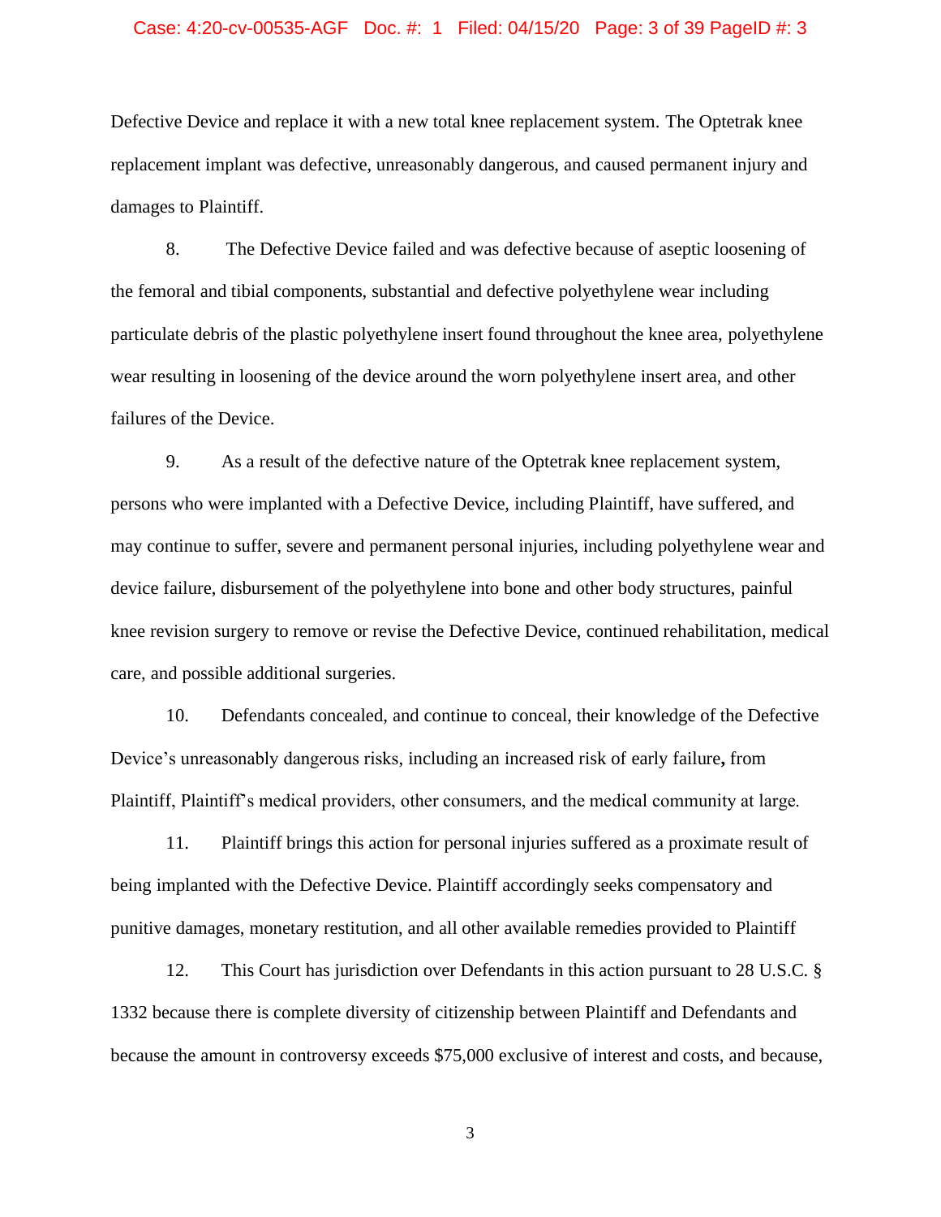Defective Device and replace it with a new total knee replacement system. The Optetrak knee replacement implant was defective, unreasonably dangerous, and caused permanent injury and damages to Plaintiff.

8. The Defective Device failed and was defective because of aseptic loosening of the femoral and tibial components, substantial and defective polyethylene wear including particulate debris of the plastic polyethylene insert found throughout the knee area, polyethylene wear resulting in loosening of the device around the worn polyethylene insert area, and other failures of the Device.

9. As a result of the defective nature of the Optetrak knee replacement system, persons who were implanted with a Defective Device, including Plaintiff, have suffered, and may continue to suffer, severe and permanent personal injuries, including polyethylene wear and device failure, disbursement of the polyethylene into bone and other body structures, painful knee revision surgery to remove or revise the Defective Device, continued rehabilitation, medical care, and possible additional surgeries.

10. Defendants concealed, and continue to conceal, their knowledge of the Defective Device's unreasonably dangerous risks, including an increased risk of early failure**,** from Plaintiff, Plaintiff's medical providers, other consumers, and the medical community at large.

11. Plaintiff brings this action for personal injuries suffered as a proximate result of being implanted with the Defective Device. Plaintiff accordingly seeks compensatory and punitive damages, monetary restitution, and all other available remedies provided to Plaintiff

12. This Court has jurisdiction over Defendants in this action pursuant to 28 U.S.C. § 1332 because there is complete diversity of citizenship between Plaintiff and Defendants and because the amount in controversy exceeds $75,000 exclusive of interest and costs, and because,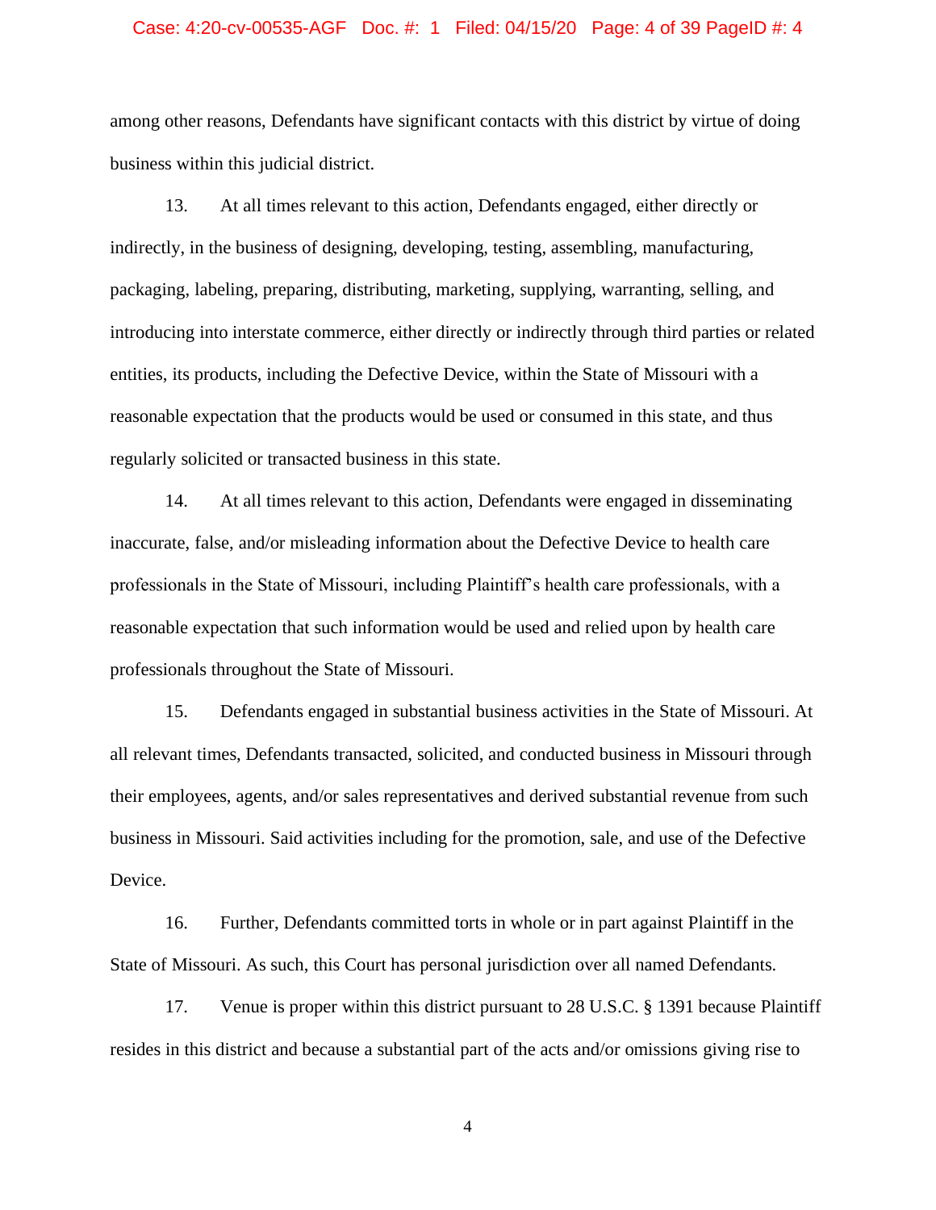among other reasons, Defendants have significant contacts with this district by virtue of doing business within this judicial district.

13. At all times relevant to this action, Defendants engaged, either directly or indirectly, in the business of designing, developing, testing, assembling, manufacturing, packaging, labeling, preparing, distributing, marketing, supplying, warranting, selling, and introducing into interstate commerce, either directly or indirectly through third parties or related entities, its products, including the Defective Device, within the State of Missouri with a reasonable expectation that the products would be used or consumed in this state, and thus regularly solicited or transacted business in this state.

14. At all times relevant to this action, Defendants were engaged in disseminating inaccurate, false, and/or misleading information about the Defective Device to health care professionals in the State of Missouri, including Plaintiff's health care professionals, with a reasonable expectation that such information would be used and relied upon by health care professionals throughout the State of Missouri.

15. Defendants engaged in substantial business activities in the State of Missouri. At all relevant times, Defendants transacted, solicited, and conducted business in Missouri through their employees, agents, and/or sales representatives and derived substantial revenue from such business in Missouri. Said activities including for the promotion, sale, and use of the Defective Device.

16. Further, Defendants committed torts in whole or in part against Plaintiff in the State of Missouri. As such, this Court has personal jurisdiction over all named Defendants.

17. Venue is proper within this district pursuant to 28 U.S.C. § 1391 because Plaintiff resides in this district and because a substantial part of the acts and/or omissions giving rise to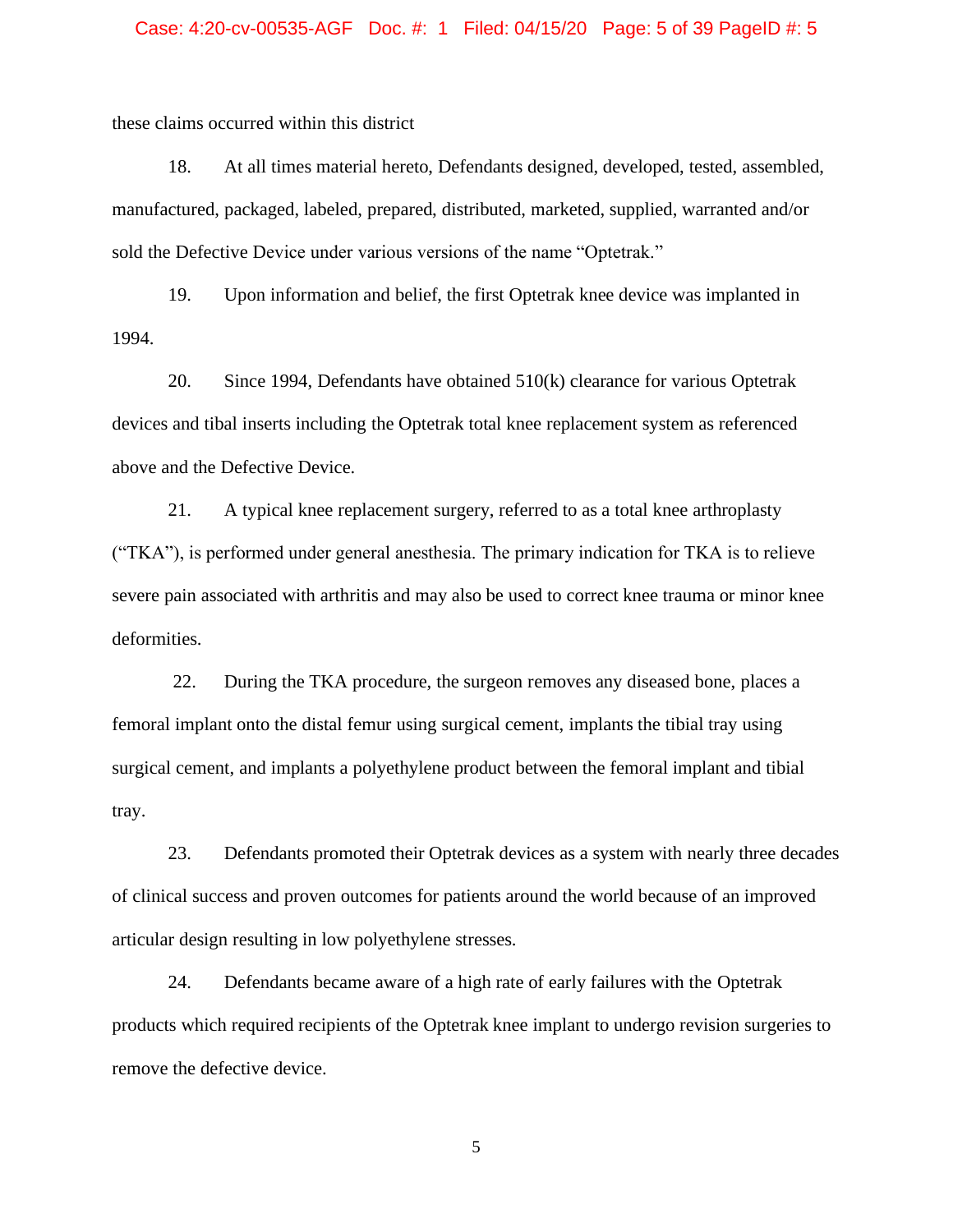these claims occurred within this district

18. At all times material hereto, Defendants designed, developed, tested, assembled, manufactured, packaged, labeled, prepared, distributed, marketed, supplied, warranted and/or sold the Defective Device under various versions of the name "Optetrak."

19. Upon information and belief, the first Optetrak knee device was implanted in 1994.

20. Since 1994, Defendants have obtained 510(k) clearance for various Optetrak devices and tibal inserts including the Optetrak total knee replacement system as referenced above and the Defective Device.

21. A typical knee replacement surgery, referred to as a total knee arthroplasty ("TKA"), is performed under general anesthesia. The primary indication for TKA is to relieve severe pain associated with arthritis and may also be used to correct knee trauma or minor knee deformities.

22. During the TKA procedure, the surgeon removes any diseased bone, places a femoral implant onto the distal femur using surgical cement, implants the tibial tray using surgical cement, and implants a polyethylene product between the femoral implant and tibial tray.

23. Defendants promoted their Optetrak devices as a system with nearly three decades of clinical success and proven outcomes for patients around the world because of an improved articular design resulting in low polyethylene stresses.

24. Defendants became aware of a high rate of early failures with the Optetrak products which required recipients of the Optetrak knee implant to undergo revision surgeries to remove the defective device.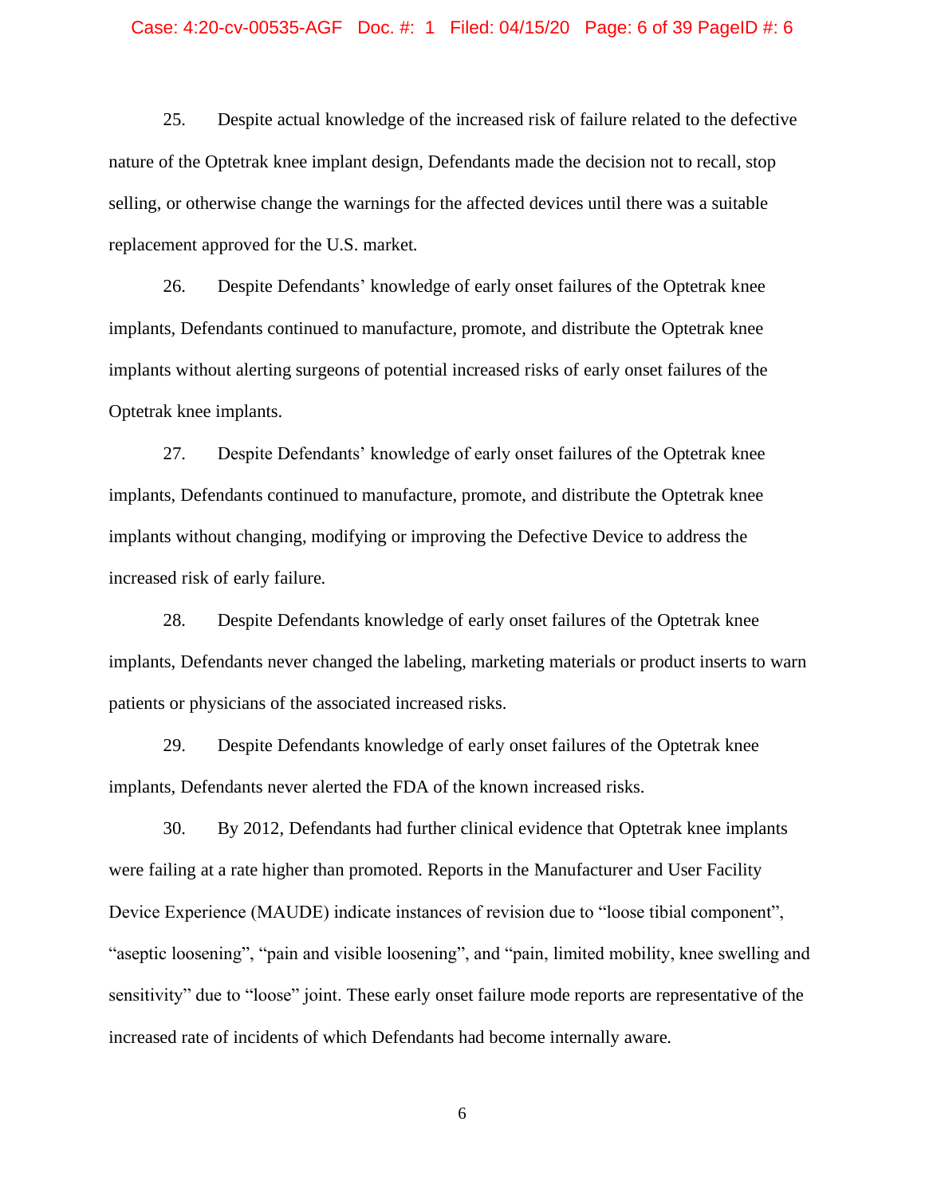25. Despite actual knowledge of the increased risk of failure related to the defective nature of the Optetrak knee implant design, Defendants made the decision not to recall, stop selling, or otherwise change the warnings for the affected devices until there was a suitable replacement approved for the U.S. market.

26. Despite Defendants' knowledge of early onset failures of the Optetrak knee implants, Defendants continued to manufacture, promote, and distribute the Optetrak knee implants without alerting surgeons of potential increased risks of early onset failures of the Optetrak knee implants.

27. Despite Defendants' knowledge of early onset failures of the Optetrak knee implants, Defendants continued to manufacture, promote, and distribute the Optetrak knee implants without changing, modifying or improving the Defective Device to address the increased risk of early failure.

28. Despite Defendants knowledge of early onset failures of the Optetrak knee implants, Defendants never changed the labeling, marketing materials or product inserts to warn patients or physicians of the associated increased risks.

29. Despite Defendants knowledge of early onset failures of the Optetrak knee implants, Defendants never alerted the FDA of the known increased risks.

30. By 2012, Defendants had further clinical evidence that Optetrak knee implants were failing at a rate higher than promoted. Reports in the Manufacturer and User Facility Device Experience (MAUDE) indicate instances of revision due to "loose tibial component", "aseptic loosening", "pain and visible loosening", and "pain, limited mobility, knee swelling and sensitivity" due to "loose" joint. These early onset failure mode reports are representative of the increased rate of incidents of which Defendants had become internally aware.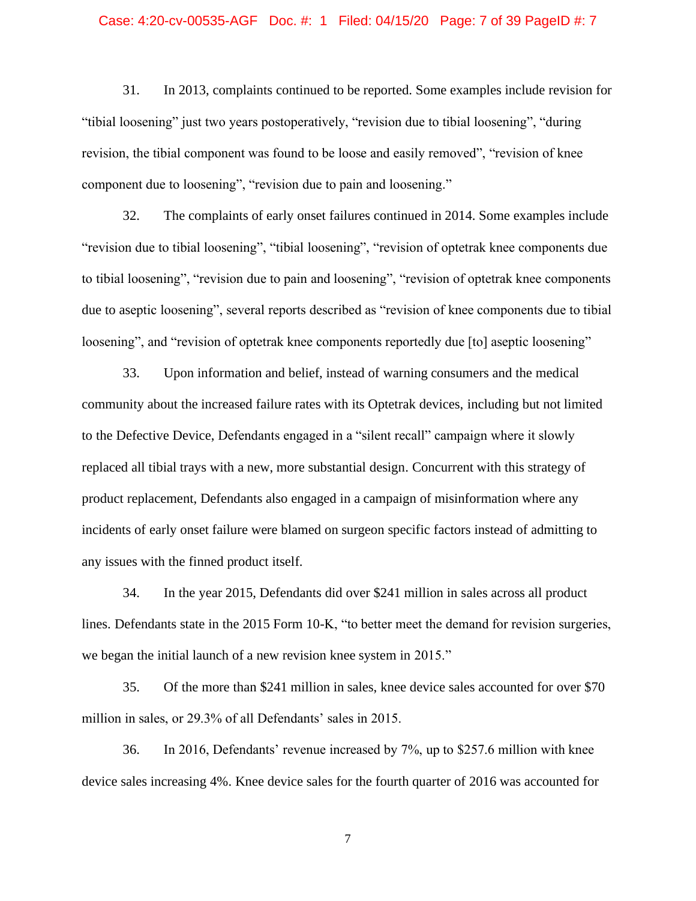31. In 2013, complaints continued to be reported. Some examples include revision for "tibial loosening" just two years postoperatively, "revision due to tibial loosening", "during revision, the tibial component was found to be loose and easily removed", "revision of knee component due to loosening", "revision due to pain and loosening."

32. The complaints of early onset failures continued in 2014. Some examples include "revision due to tibial loosening", "tibial loosening", "revision of optetrak knee components due to tibial loosening", "revision due to pain and loosening", "revision of optetrak knee components due to aseptic loosening", several reports described as "revision of knee components due to tibial loosening", and "revision of optetrak knee components reportedly due [to] aseptic loosening"

33. Upon information and belief, instead of warning consumers and the medical community about the increased failure rates with its Optetrak devices, including but not limited to the Defective Device, Defendants engaged in a "silent recall" campaign where it slowly replaced all tibial trays with a new, more substantial design. Concurrent with this strategy of product replacement, Defendants also engaged in a campaign of misinformation where any incidents of early onset failure were blamed on surgeon specific factors instead of admitting to any issues with the finned product itself.

34. In the year 2015, Defendants did over $241 million in sales across all product lines. Defendants state in the 2015 Form 10-K, "to better meet the demand for revision surgeries, we began the initial launch of a new revision knee system in 2015."

35. Of the more than $241 million in sales, knee device sales accounted for over $70 million in sales, or 29.3% of all Defendants' sales in 2015.

36. In 2016, Defendants' revenue increased by 7%, up to $257.6 million with knee device sales increasing 4%. Knee device sales for the fourth quarter of 2016 was accounted for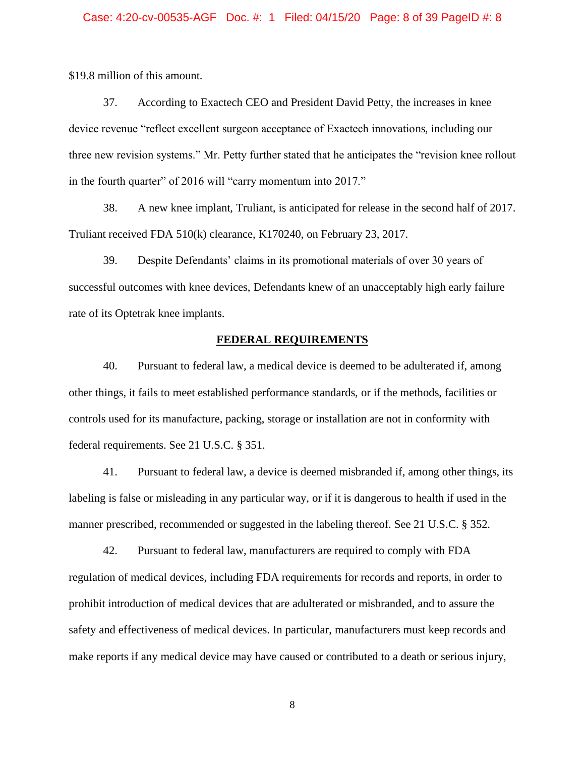$19.8 million of this amount.

37. According to Exactech CEO and President David Petty, the increases in knee device revenue "reflect excellent surgeon acceptance of Exactech innovations, including our three new revision systems." Mr. Petty further stated that he anticipates the "revision knee rollout in the fourth quarter" of 2016 will "carry momentum into 2017."

38. A new knee implant, Truliant, is anticipated for release in the second half of 2017. Truliant received FDA 510(k) clearance, K170240, on February 23, 2017.

39. Despite Defendants' claims in its promotional materials of over 30 years of successful outcomes with knee devices, Defendants knew of an unacceptably high early failure rate of its Optetrak knee implants.

## FEDERAL REQUIREMENTS

40. Pursuant to federal law, a medical device is deemed to be adulterated if, among other things, it fails to meet established performance standards, or if the methods, facilities or controls used for its manufacture, packing, storage or installation are not in conformity with federal requirements. See 21 U.S.C. § 351.

41. Pursuant to federal law, a device is deemed misbranded if, among other things, its labeling is false or misleading in any particular way, or if it is dangerous to health if used in the manner prescribed, recommended or suggested in the labeling thereof. See 21 U.S.C. § 352.

42. Pursuant to federal law, manufacturers are required to comply with FDA regulation of medical devices, including FDA requirements for records and reports, in order to prohibit introduction of medical devices that are adulterated or misbranded, and to assure the safety and effectiveness of medical devices. In particular, manufacturers must keep records and make reports if any medical device may have caused or contributed to a death or serious injury,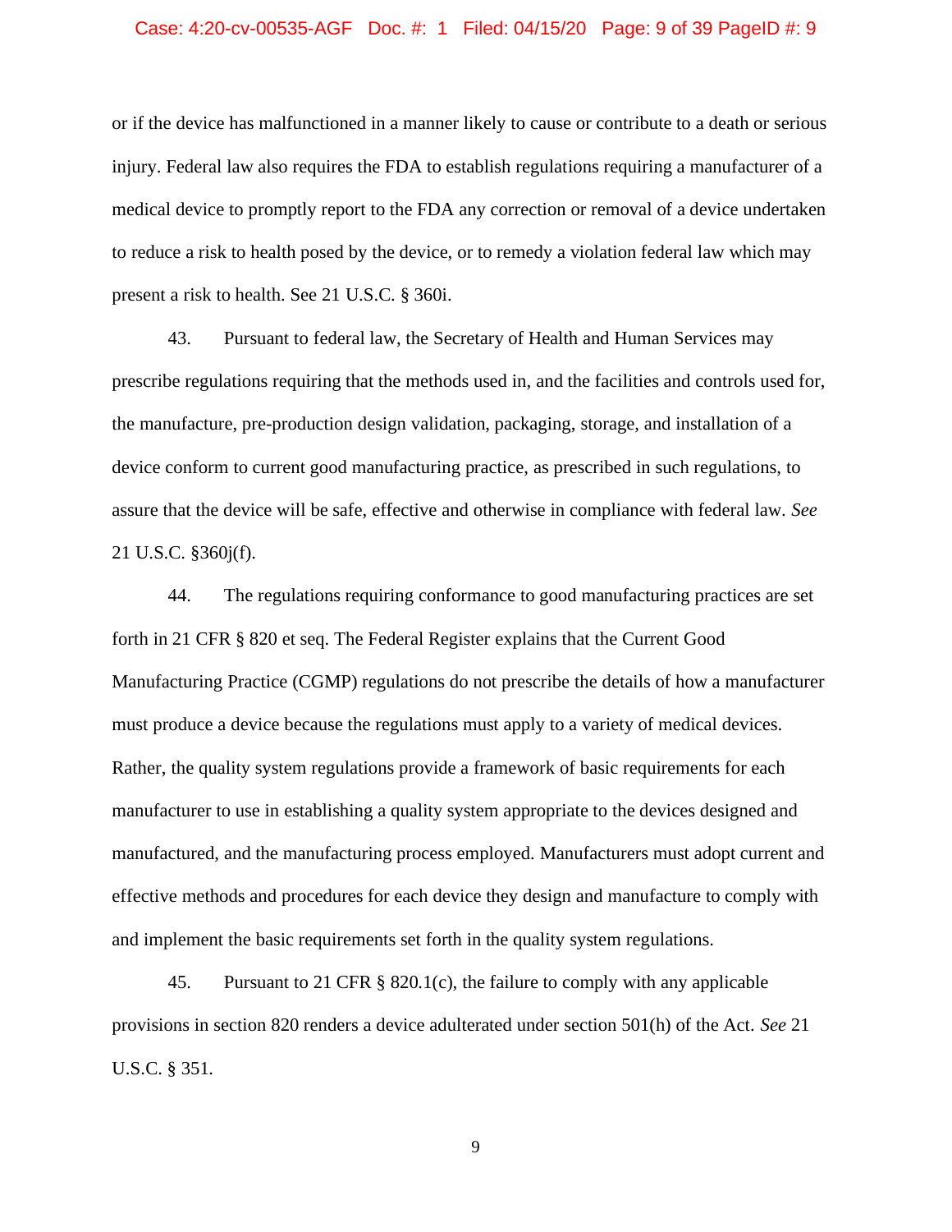or if the device has malfunctioned in a manner likely to cause or contribute to a death or serious injury. Federal law also requires the FDA to establish regulations requiring a manufacturer of a medical device to promptly report to the FDA any correction or removal of a device undertaken to reduce a risk to health posed by the device, or to remedy a violation federal law which may present a risk to health. See 21 U.S.C. § 360i.

43. Pursuant to federal law, the Secretary of Health and Human Services may prescribe regulations requiring that the methods used in, and the facilities and controls used for, the manufacture, pre-production design validation, packaging, storage, and installation of a device conform to current good manufacturing practice, as prescribed in such regulations, to assure that the device will be safe, effective and otherwise in compliance with federal law. *See* 21 U.S.C. §360j(f).

44. The regulations requiring conformance to good manufacturing practices are set forth in 21 CFR § 820 et seq. The Federal Register explains that the Current Good Manufacturing Practice (CGMP) regulations do not prescribe the details of how a manufacturer must produce a device because the regulations must apply to a variety of medical devices. Rather, the quality system regulations provide a framework of basic requirements for each manufacturer to use in establishing a quality system appropriate to the devices designed and manufactured, and the manufacturing process employed. Manufacturers must adopt current and effective methods and procedures for each device they design and manufacture to comply with and implement the basic requirements set forth in the quality system regulations.

45. Pursuant to 21 CFR § 820.1(c), the failure to comply with any applicable provisions in section 820 renders a device adulterated under section 501(h) of the Act. *See* 21 U.S.C. § 351.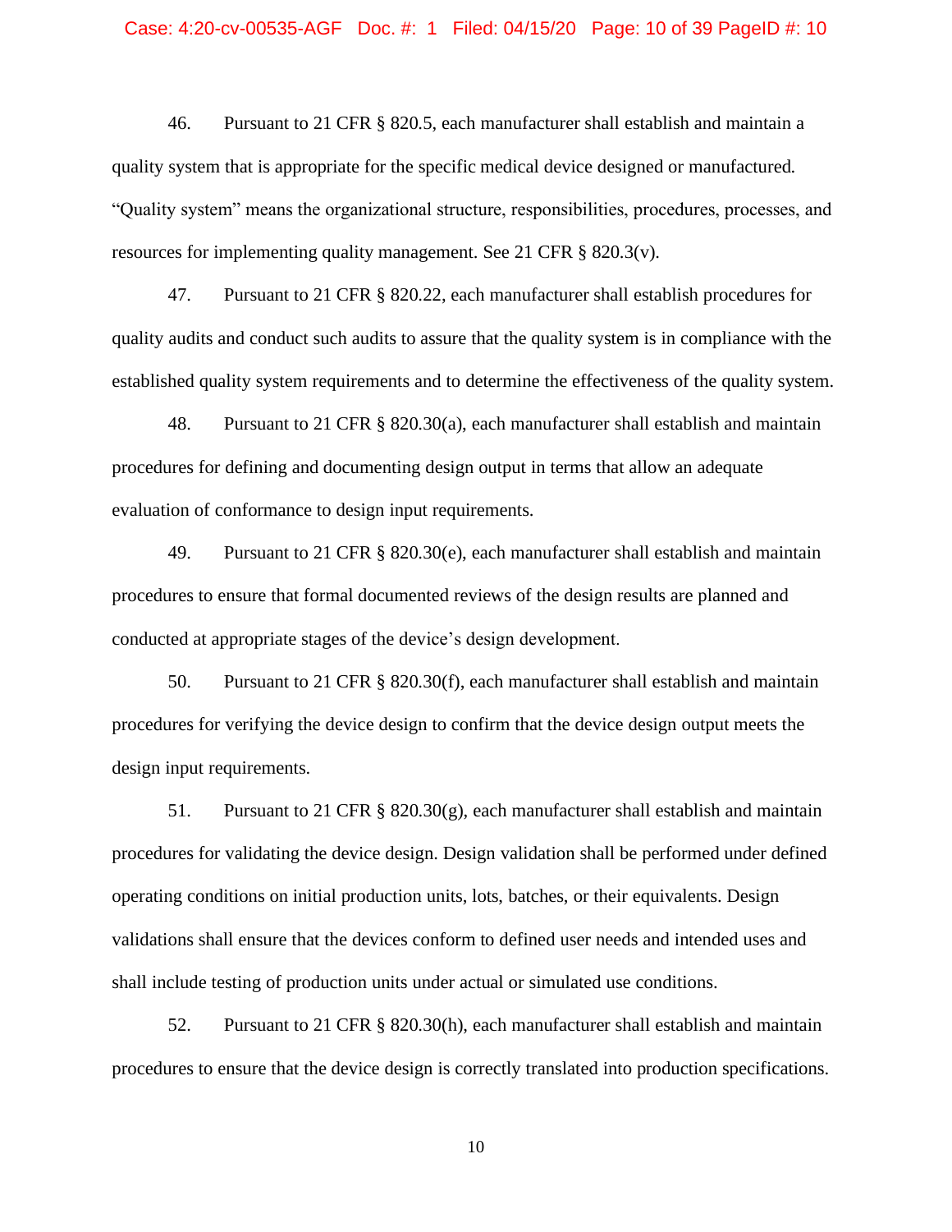46. Pursuant to 21 CFR § 820.5, each manufacturer shall establish and maintain a quality system that is appropriate for the specific medical device designed or manufactured. "Quality system" means the organizational structure, responsibilities, procedures, processes, and resources for implementing quality management. See 21 CFR § 820.3(v).

47. Pursuant to 21 CFR § 820.22, each manufacturer shall establish procedures for quality audits and conduct such audits to assure that the quality system is in compliance with the established quality system requirements and to determine the effectiveness of the quality system.

48. Pursuant to 21 CFR § 820.30(a), each manufacturer shall establish and maintain procedures for defining and documenting design output in terms that allow an adequate evaluation of conformance to design input requirements.

49. Pursuant to 21 CFR § 820.30(e), each manufacturer shall establish and maintain procedures to ensure that formal documented reviews of the design results are planned and conducted at appropriate stages of the device's design development.

50. Pursuant to 21 CFR § 820.30(f), each manufacturer shall establish and maintain procedures for verifying the device design to confirm that the device design output meets the design input requirements.

51. Pursuant to 21 CFR § 820.30(g), each manufacturer shall establish and maintain procedures for validating the device design. Design validation shall be performed under defined operating conditions on initial production units, lots, batches, or their equivalents. Design validations shall ensure that the devices conform to defined user needs and intended uses and shall include testing of production units under actual or simulated use conditions.

52. Pursuant to 21 CFR § 820.30(h), each manufacturer shall establish and maintain procedures to ensure that the device design is correctly translated into production specifications.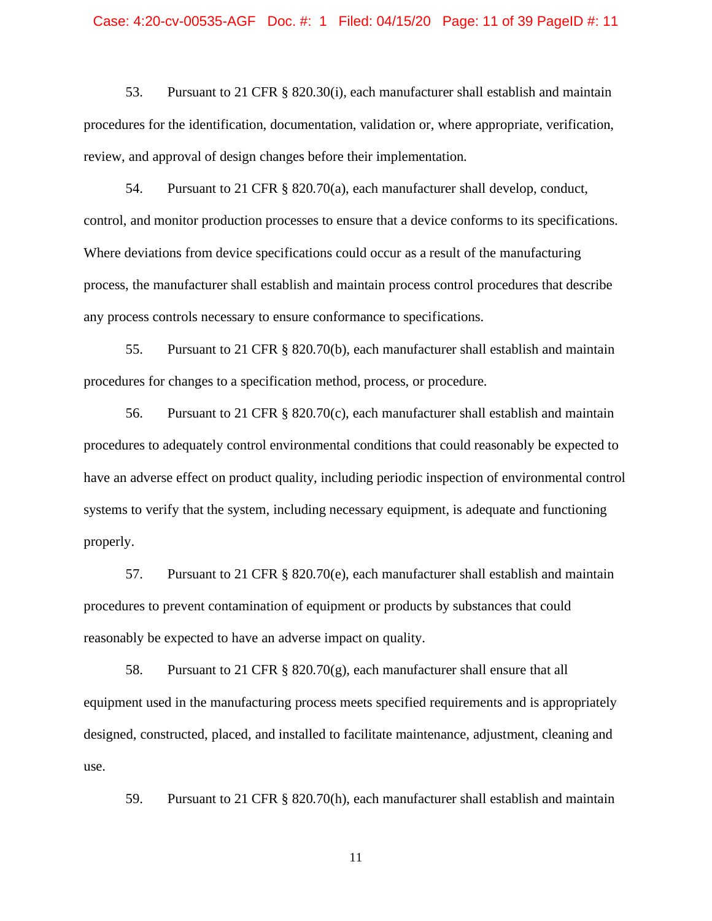53. Pursuant to 21 CFR § 820.30(i), each manufacturer shall establish and maintain procedures for the identification, documentation, validation or, where appropriate, verification, review, and approval of design changes before their implementation.

54. Pursuant to 21 CFR § 820.70(a), each manufacturer shall develop, conduct, control, and monitor production processes to ensure that a device conforms to its specifications. Where deviations from device specifications could occur as a result of the manufacturing process, the manufacturer shall establish and maintain process control procedures that describe any process controls necessary to ensure conformance to specifications.

55. Pursuant to 21 CFR § 820.70(b), each manufacturer shall establish and maintain procedures for changes to a specification method, process, or procedure.

56. Pursuant to 21 CFR § 820.70(c), each manufacturer shall establish and maintain procedures to adequately control environmental conditions that could reasonably be expected to have an adverse effect on product quality, including periodic inspection of environmental control systems to verify that the system, including necessary equipment, is adequate and functioning properly.

57. Pursuant to 21 CFR § 820.70(e), each manufacturer shall establish and maintain procedures to prevent contamination of equipment or products by substances that could reasonably be expected to have an adverse impact on quality.

58. Pursuant to 21 CFR § 820.70(g), each manufacturer shall ensure that all equipment used in the manufacturing process meets specified requirements and is appropriately designed, constructed, placed, and installed to facilitate maintenance, adjustment, cleaning and use.

59. Pursuant to 21 CFR § 820.70(h), each manufacturer shall establish and maintain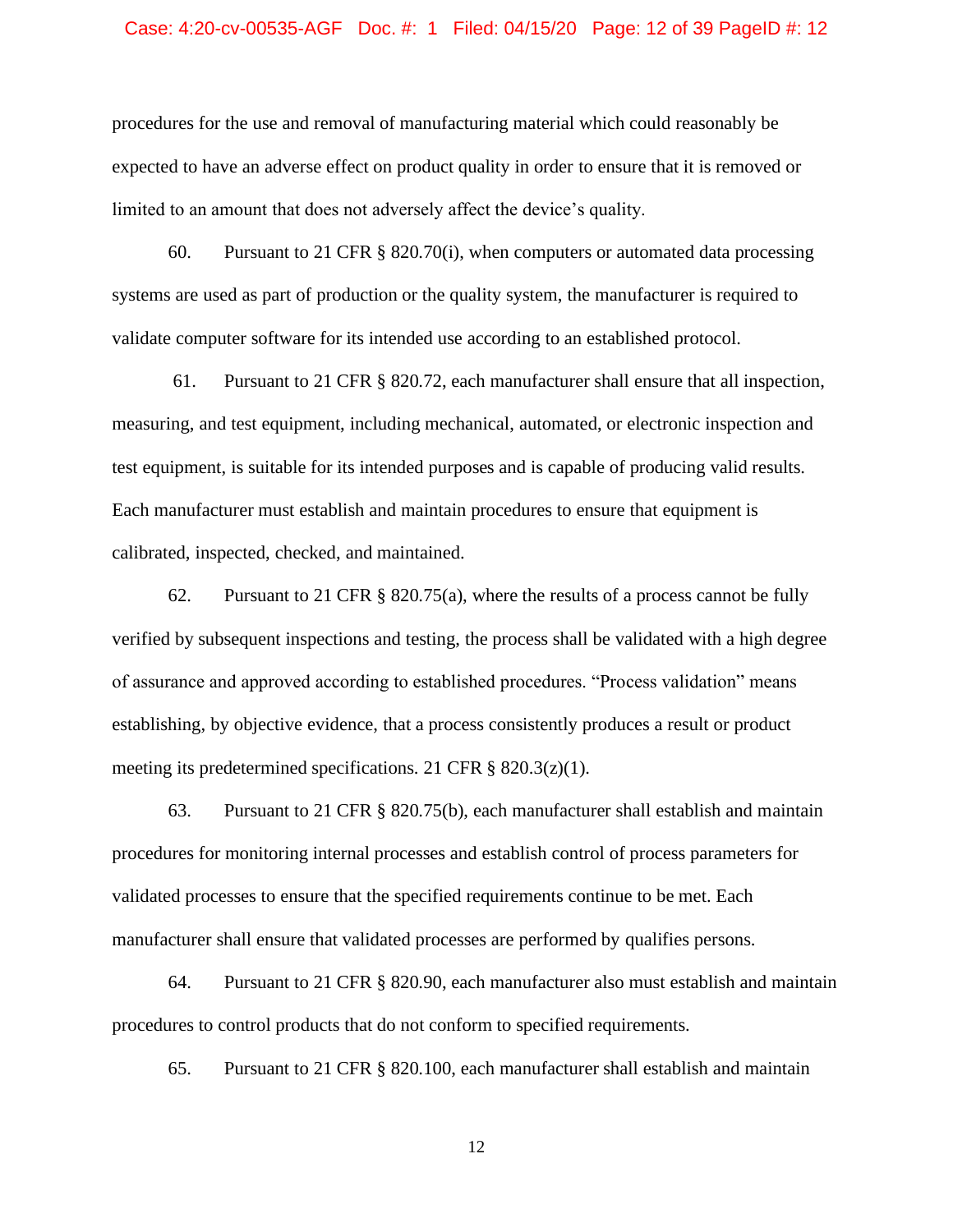procedures for the use and removal of manufacturing material which could reasonably be expected to have an adverse effect on product quality in order to ensure that it is removed or limited to an amount that does not adversely affect the device's quality.

60. Pursuant to 21 CFR § 820.70(i), when computers or automated data processing systems are used as part of production or the quality system, the manufacturer is required to validate computer software for its intended use according to an established protocol.

61. Pursuant to 21 CFR § 820.72, each manufacturer shall ensure that all inspection, measuring, and test equipment, including mechanical, automated, or electronic inspection and test equipment, is suitable for its intended purposes and is capable of producing valid results. Each manufacturer must establish and maintain procedures to ensure that equipment is calibrated, inspected, checked, and maintained.

62. Pursuant to 21 CFR § 820.75(a), where the results of a process cannot be fully verified by subsequent inspections and testing, the process shall be validated with a high degree of assurance and approved according to established procedures. "Process validation" means establishing, by objective evidence, that a process consistently produces a result or product meeting its predetermined specifications. 21 CFR § 820.3(z)(1).

63. Pursuant to 21 CFR § 820.75(b), each manufacturer shall establish and maintain procedures for monitoring internal processes and establish control of process parameters for validated processes to ensure that the specified requirements continue to be met. Each manufacturer shall ensure that validated processes are performed by qualifies persons.

64. Pursuant to 21 CFR § 820.90, each manufacturer also must establish and maintain procedures to control products that do not conform to specified requirements.

65. Pursuant to 21 CFR § 820.100, each manufacturer shall establish and maintain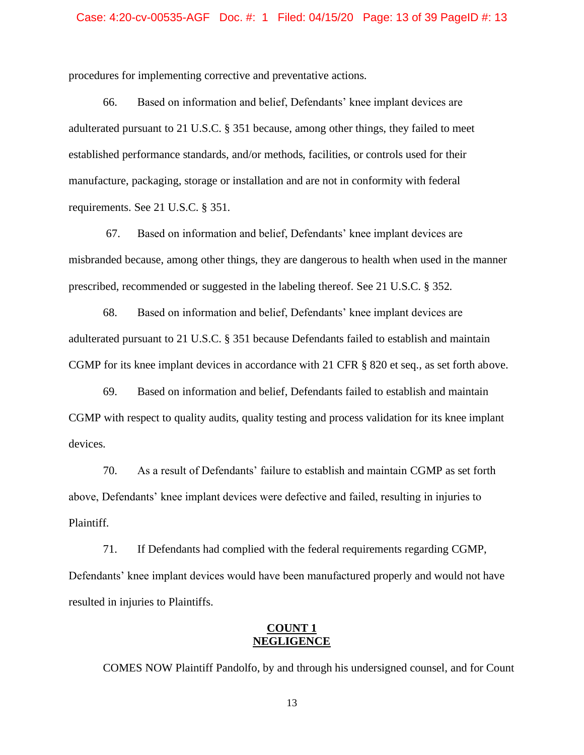procedures for implementing corrective and preventative actions.

66. Based on information and belief, Defendants' knee implant devices are adulterated pursuant to 21 U.S.C. § 351 because, among other things, they failed to meet established performance standards, and/or methods, facilities, or controls used for their manufacture, packaging, storage or installation and are not in conformity with federal requirements. See 21 U.S.C. § 351.

67. Based on information and belief, Defendants' knee implant devices are misbranded because, among other things, they are dangerous to health when used in the manner prescribed, recommended or suggested in the labeling thereof. See 21 U.S.C. § 352.

68. Based on information and belief, Defendants' knee implant devices are adulterated pursuant to 21 U.S.C. § 351 because Defendants failed to establish and maintain CGMP for its knee implant devices in accordance with 21 CFR § 820 et seq., as set forth above.

69. Based on information and belief, Defendants failed to establish and maintain CGMP with respect to quality audits, quality testing and process validation for its knee implant devices.

70. As a result of Defendants' failure to establish and maintain CGMP as set forth above, Defendants' knee implant devices were defective and failed, resulting in injuries to Plaintiff.

71. If Defendants had complied with the federal requirements regarding CGMP, Defendants' knee implant devices would have been manufactured properly and would not have resulted in injuries to Plaintiffs.

## COUNT 1
## NEGLIGENCE

COMES NOW Plaintiff Pandolfo, by and through his undersigned counsel, and for Count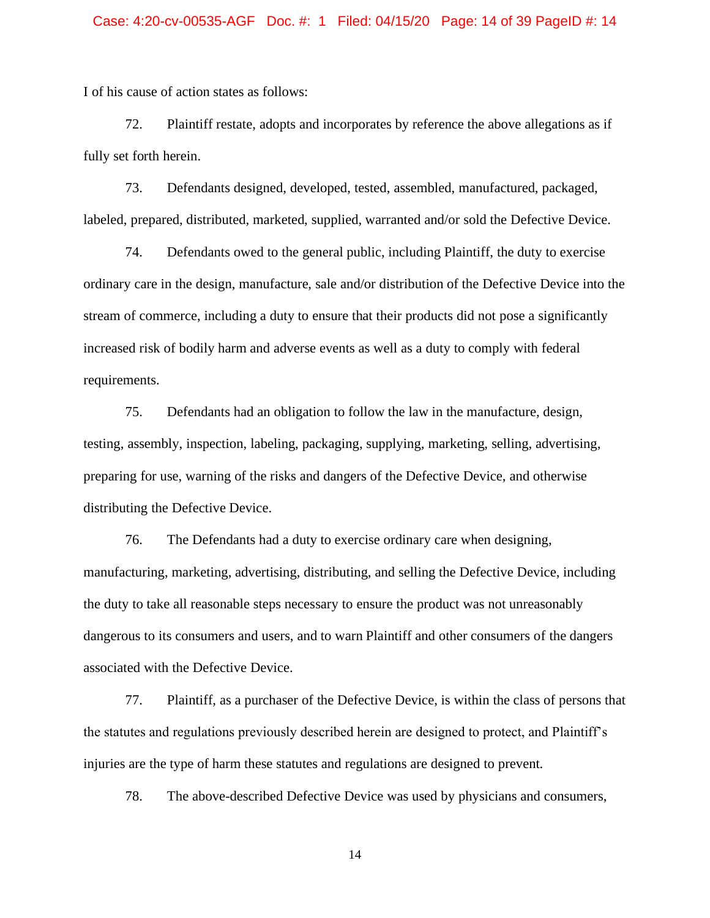I of his cause of action states as follows:

72. Plaintiff restate, adopts and incorporates by reference the above allegations as if fully set forth herein.

73. Defendants designed, developed, tested, assembled, manufactured, packaged, labeled, prepared, distributed, marketed, supplied, warranted and/or sold the Defective Device.

74. Defendants owed to the general public, including Plaintiff, the duty to exercise ordinary care in the design, manufacture, sale and/or distribution of the Defective Device into the stream of commerce, including a duty to ensure that their products did not pose a significantly increased risk of bodily harm and adverse events as well as a duty to comply with federal requirements.

75. Defendants had an obligation to follow the law in the manufacture, design, testing, assembly, inspection, labeling, packaging, supplying, marketing, selling, advertising, preparing for use, warning of the risks and dangers of the Defective Device, and otherwise distributing the Defective Device.

76. The Defendants had a duty to exercise ordinary care when designing, manufacturing, marketing, advertising, distributing, and selling the Defective Device, including the duty to take all reasonable steps necessary to ensure the product was not unreasonably dangerous to its consumers and users, and to warn Plaintiff and other consumers of the dangers associated with the Defective Device.

77. Plaintiff, as a purchaser of the Defective Device, is within the class of persons that the statutes and regulations previously described herein are designed to protect, and Plaintiff's injuries are the type of harm these statutes and regulations are designed to prevent.

78. The above-described Defective Device was used by physicians and consumers,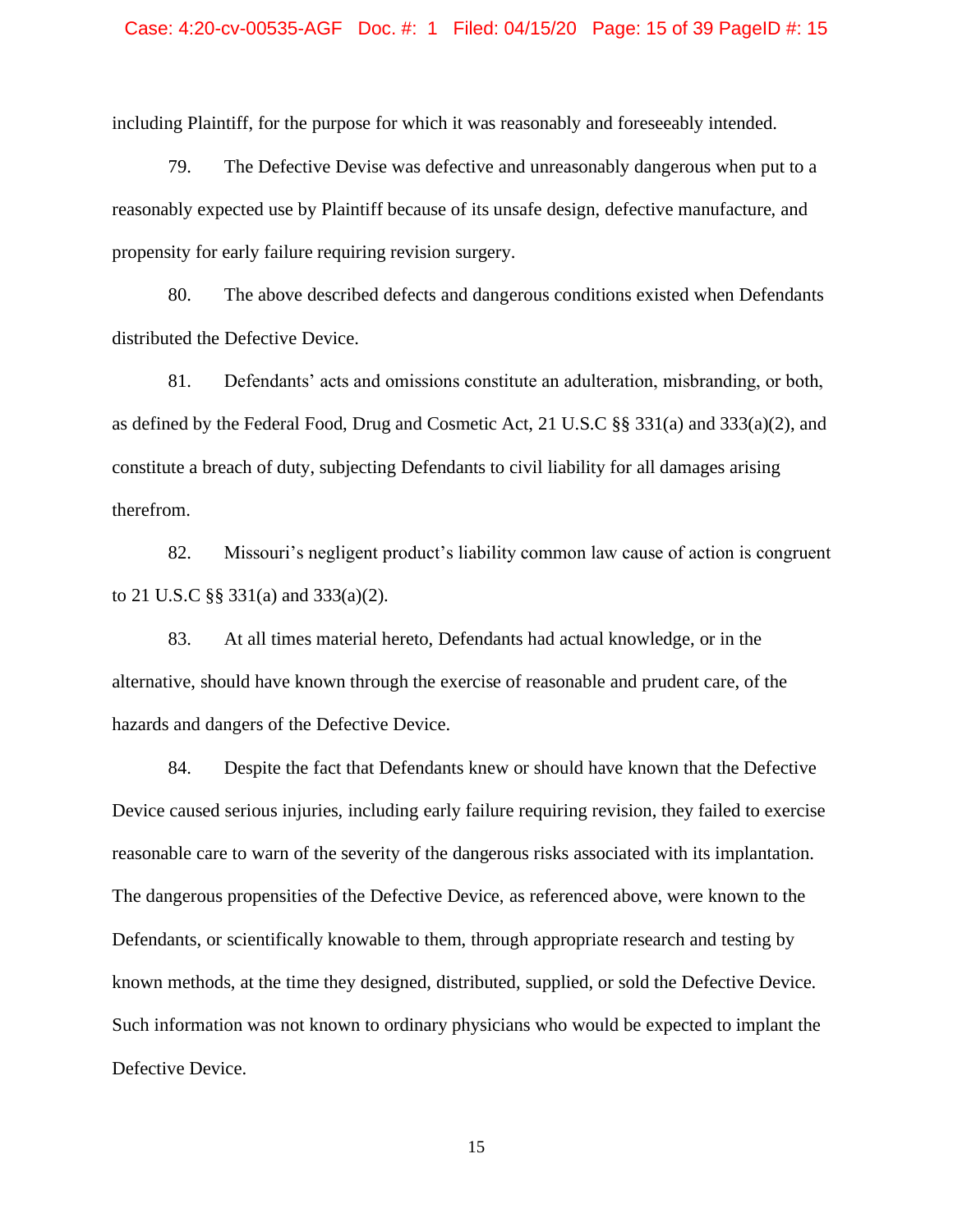including Plaintiff, for the purpose for which it was reasonably and foreseeably intended.

79. The Defective Devise was defective and unreasonably dangerous when put to a reasonably expected use by Plaintiff because of its unsafe design, defective manufacture, and propensity for early failure requiring revision surgery.

80. The above described defects and dangerous conditions existed when Defendants distributed the Defective Device.

81. Defendants' acts and omissions constitute an adulteration, misbranding, or both, as defined by the Federal Food, Drug and Cosmetic Act, 21 U.S.C §§ 331(a) and 333(a)(2), and constitute a breach of duty, subjecting Defendants to civil liability for all damages arising therefrom.

82. Missouri's negligent product's liability common law cause of action is congruent to 21 U.S.C §§ 331(a) and 333(a)(2).

83. At all times material hereto, Defendants had actual knowledge, or in the alternative, should have known through the exercise of reasonable and prudent care, of the hazards and dangers of the Defective Device.

84. Despite the fact that Defendants knew or should have known that the Defective Device caused serious injuries, including early failure requiring revision, they failed to exercise reasonable care to warn of the severity of the dangerous risks associated with its implantation. The dangerous propensities of the Defective Device, as referenced above, were known to the Defendants, or scientifically knowable to them, through appropriate research and testing by known methods, at the time they designed, distributed, supplied, or sold the Defective Device. Such information was not known to ordinary physicians who would be expected to implant the Defective Device.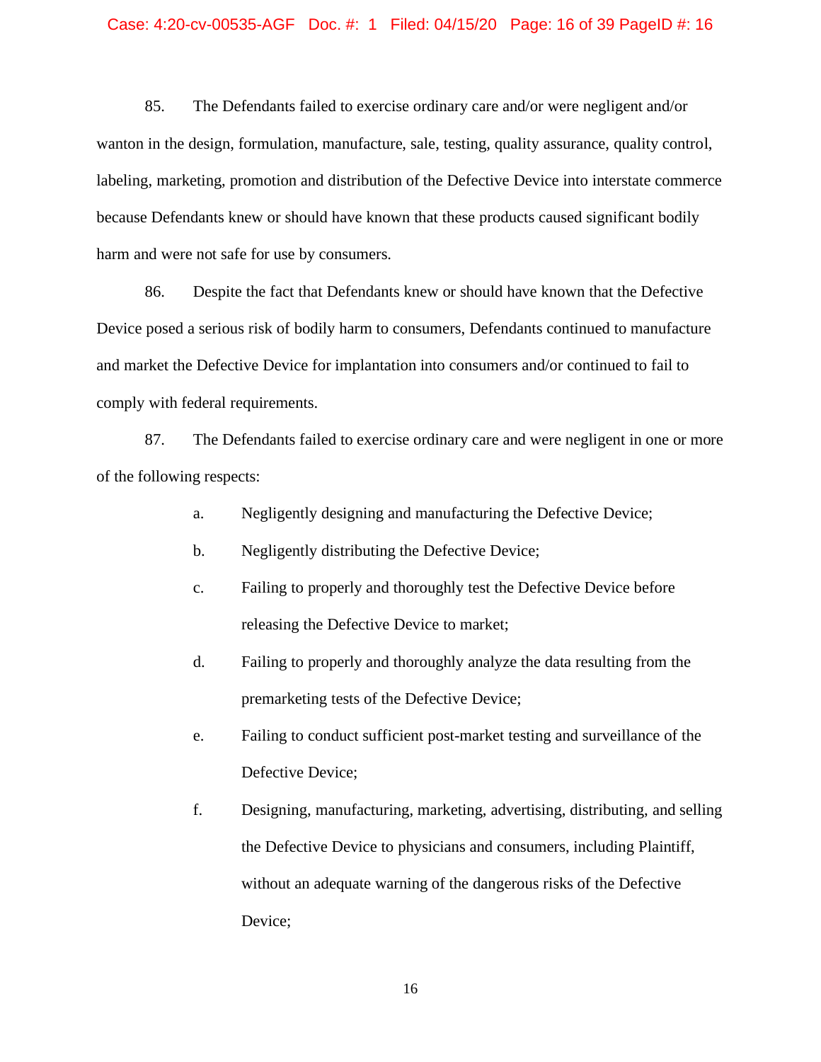85. The Defendants failed to exercise ordinary care and/or were negligent and/or wanton in the design, formulation, manufacture, sale, testing, quality assurance, quality control, labeling, marketing, promotion and distribution of the Defective Device into interstate commerce because Defendants knew or should have known that these products caused significant bodily harm and were not safe for use by consumers.

86. Despite the fact that Defendants knew or should have known that the Defective Device posed a serious risk of bodily harm to consumers, Defendants continued to manufacture and market the Defective Device for implantation into consumers and/or continued to fail to comply with federal requirements.

87. The Defendants failed to exercise ordinary care and were negligent in one or more of the following respects:

a. Negligently designing and manufacturing the Defective Device;

b. Negligently distributing the Defective Device;

c. Failing to properly and thoroughly test the Defective Device before releasing the Defective Device to market;

d. Failing to properly and thoroughly analyze the data resulting from the premarketing tests of the Defective Device;

e. Failing to conduct sufficient post-market testing and surveillance of the Defective Device;

f. Designing, manufacturing, marketing, advertising, distributing, and selling the Defective Device to physicians and consumers, including Plaintiff, without an adequate warning of the dangerous risks of the Defective Device;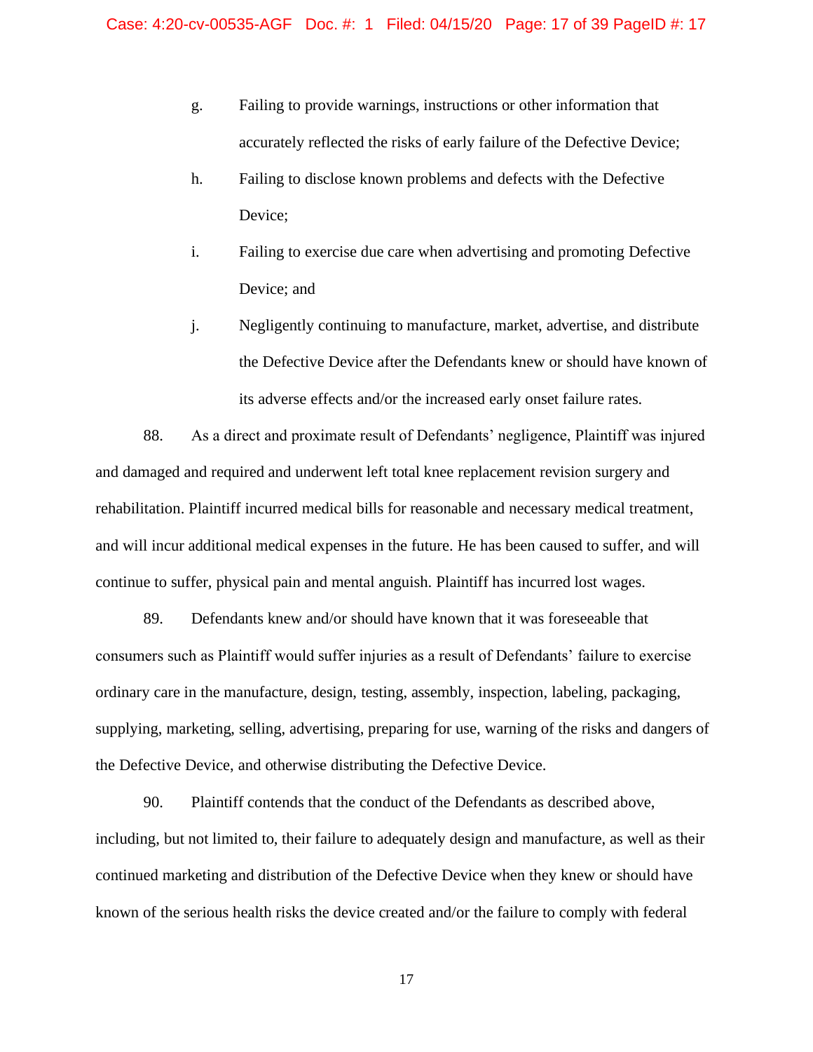g. Failing to provide warnings, instructions or other information that accurately reflected the risks of early failure of the Defective Device;

h. Failing to disclose known problems and defects with the Defective Device;

i. Failing to exercise due care when advertising and promoting Defective Device; and

j. Negligently continuing to manufacture, market, advertise, and distribute the Defective Device after the Defendants knew or should have known of its adverse effects and/or the increased early onset failure rates.

88. As a direct and proximate result of Defendants' negligence, Plaintiff was injured and damaged and required and underwent left total knee replacement revision surgery and rehabilitation. Plaintiff incurred medical bills for reasonable and necessary medical treatment, and will incur additional medical expenses in the future. He has been caused to suffer, and will continue to suffer, physical pain and mental anguish. Plaintiff has incurred lost wages.

89. Defendants knew and/or should have known that it was foreseeable that consumers such as Plaintiff would suffer injuries as a result of Defendants' failure to exercise ordinary care in the manufacture, design, testing, assembly, inspection, labeling, packaging, supplying, marketing, selling, advertising, preparing for use, warning of the risks and dangers of the Defective Device, and otherwise distributing the Defective Device.

90. Plaintiff contends that the conduct of the Defendants as described above, including, but not limited to, their failure to adequately design and manufacture, as well as their continued marketing and distribution of the Defective Device when they knew or should have known of the serious health risks the device created and/or the failure to comply with federal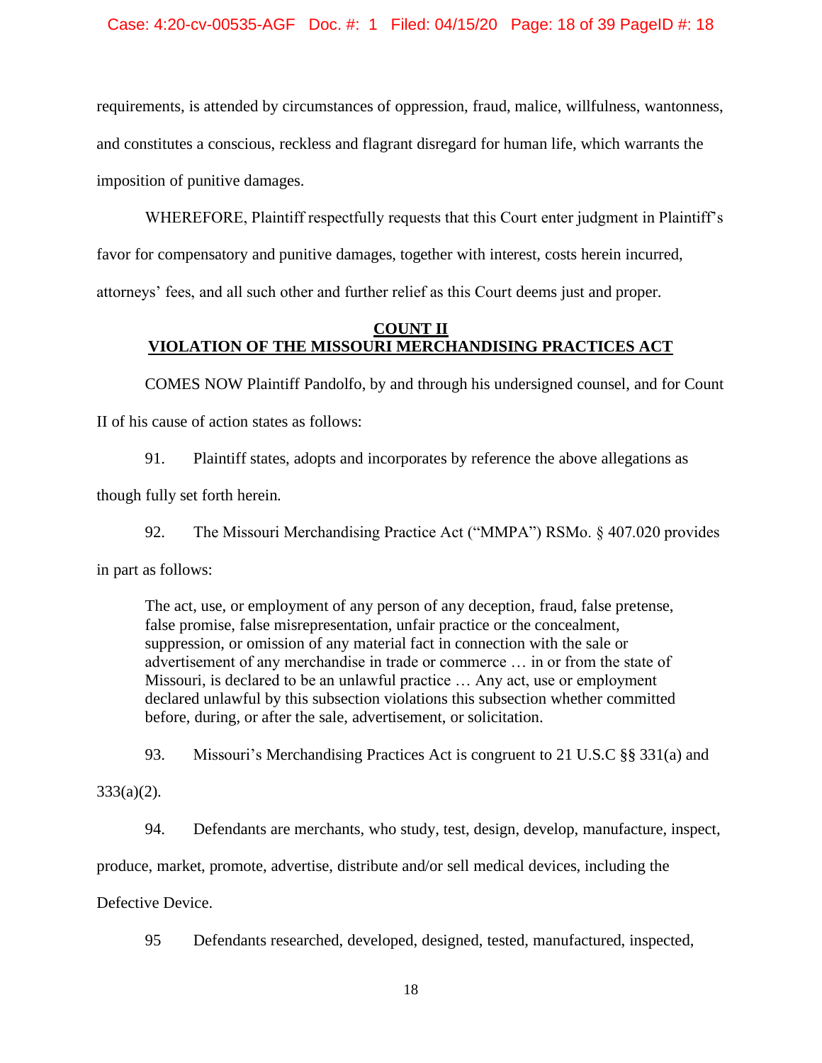requirements, is attended by circumstances of oppression, fraud, malice, willfulness, wantonness, and constitutes a conscious, reckless and flagrant disregard for human life, which warrants the imposition of punitive damages.

WHEREFORE, Plaintiff respectfully requests that this Court enter judgment in Plaintiff's favor for compensatory and punitive damages, together with interest, costs herein incurred, attorneys' fees, and all such other and further relief as this Court deems just and proper.

**COUNT II**
**VIOLATION OF THE MISSOURI MERCHANDISING PRACTICES ACT**

COMES NOW Plaintiff Pandolfo, by and through his undersigned counsel, and for Count II of his cause of action states as follows:

91. Plaintiff states, adopts and incorporates by reference the above allegations as though fully set forth herein.

92. The Missouri Merchandising Practice Act ("MMPA") RSMo. § 407.020 provides in part as follows:

> The act, use, or employment of any person of any deception, fraud, false pretense, false promise, false misrepresentation, unfair practice or the concealment, suppression, or omission of any material fact in connection with the sale or advertisement of any merchandise in trade or commerce … in or from the state of Missouri, is declared to be an unlawful practice … Any act, use or employment declared unlawful by this subsection violations this subsection whether committed before, during, or after the sale, advertisement, or solicitation.

93. Missouri's Merchandising Practices Act is congruent to 21 U.S.C §§ 331(a) and 333(a)(2).

94. Defendants are merchants, who study, test, design, develop, manufacture, inspect, produce, market, promote, advertise, distribute and/or sell medical devices, including the Defective Device.

95 Defendants researched, developed, designed, tested, manufactured, inspected,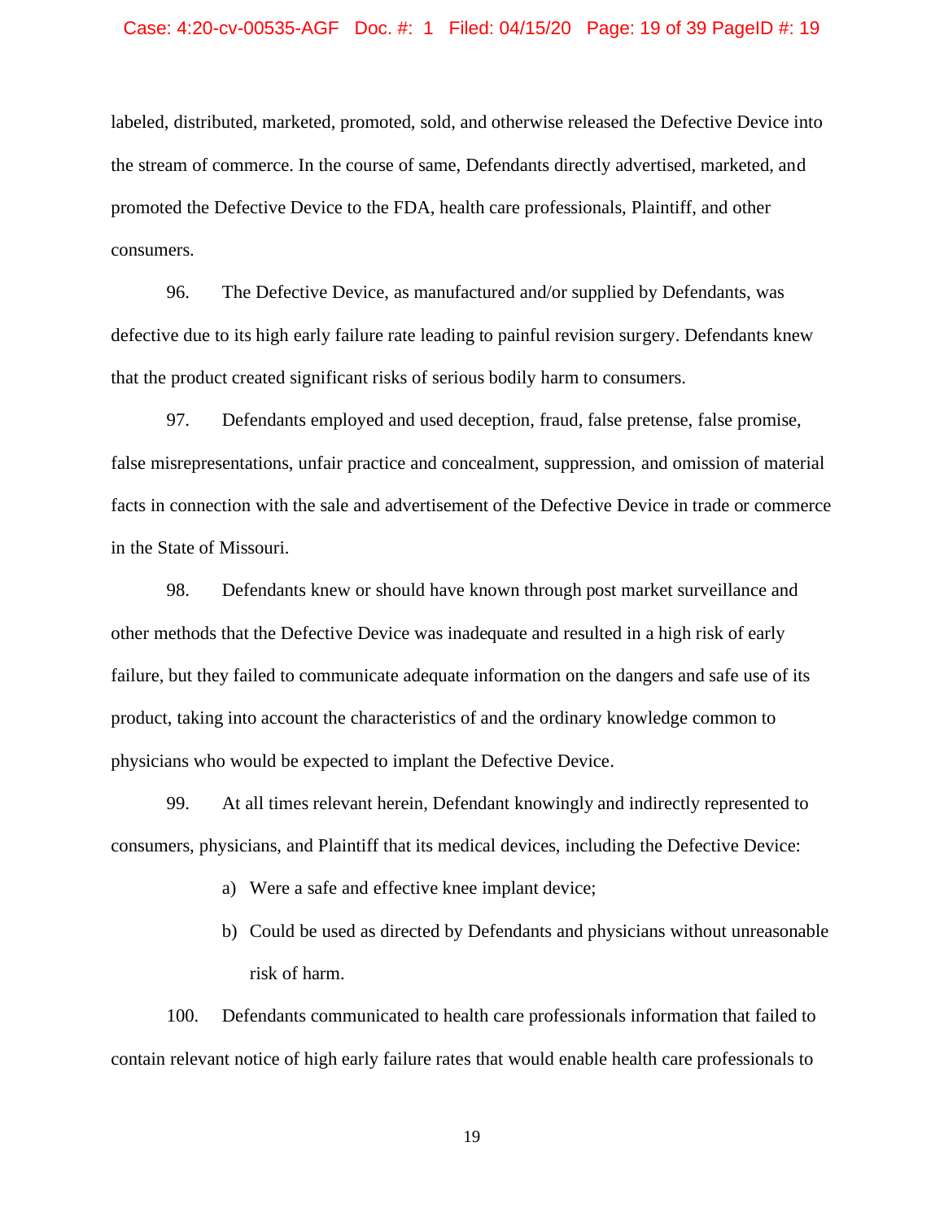labeled, distributed, marketed, promoted, sold, and otherwise released the Defective Device into the stream of commerce. In the course of same, Defendants directly advertised, marketed, and promoted the Defective Device to the FDA, health care professionals, Plaintiff, and other consumers.

96. The Defective Device, as manufactured and/or supplied by Defendants, was defective due to its high early failure rate leading to painful revision surgery. Defendants knew that the product created significant risks of serious bodily harm to consumers.

97. Defendants employed and used deception, fraud, false pretense, false promise, false misrepresentations, unfair practice and concealment, suppression, and omission of material facts in connection with the sale and advertisement of the Defective Device in trade or commerce in the State of Missouri.

98. Defendants knew or should have known through post market surveillance and other methods that the Defective Device was inadequate and resulted in a high risk of early failure, but they failed to communicate adequate information on the dangers and safe use of its product, taking into account the characteristics of and the ordinary knowledge common to physicians who would be expected to implant the Defective Device.

99. At all times relevant herein, Defendant knowingly and indirectly represented to consumers, physicians, and Plaintiff that its medical devices, including the Defective Device:

a) Were a safe and effective knee implant device;

b) Could be used as directed by Defendants and physicians without unreasonable risk of harm.

100. Defendants communicated to health care professionals information that failed to contain relevant notice of high early failure rates that would enable health care professionals to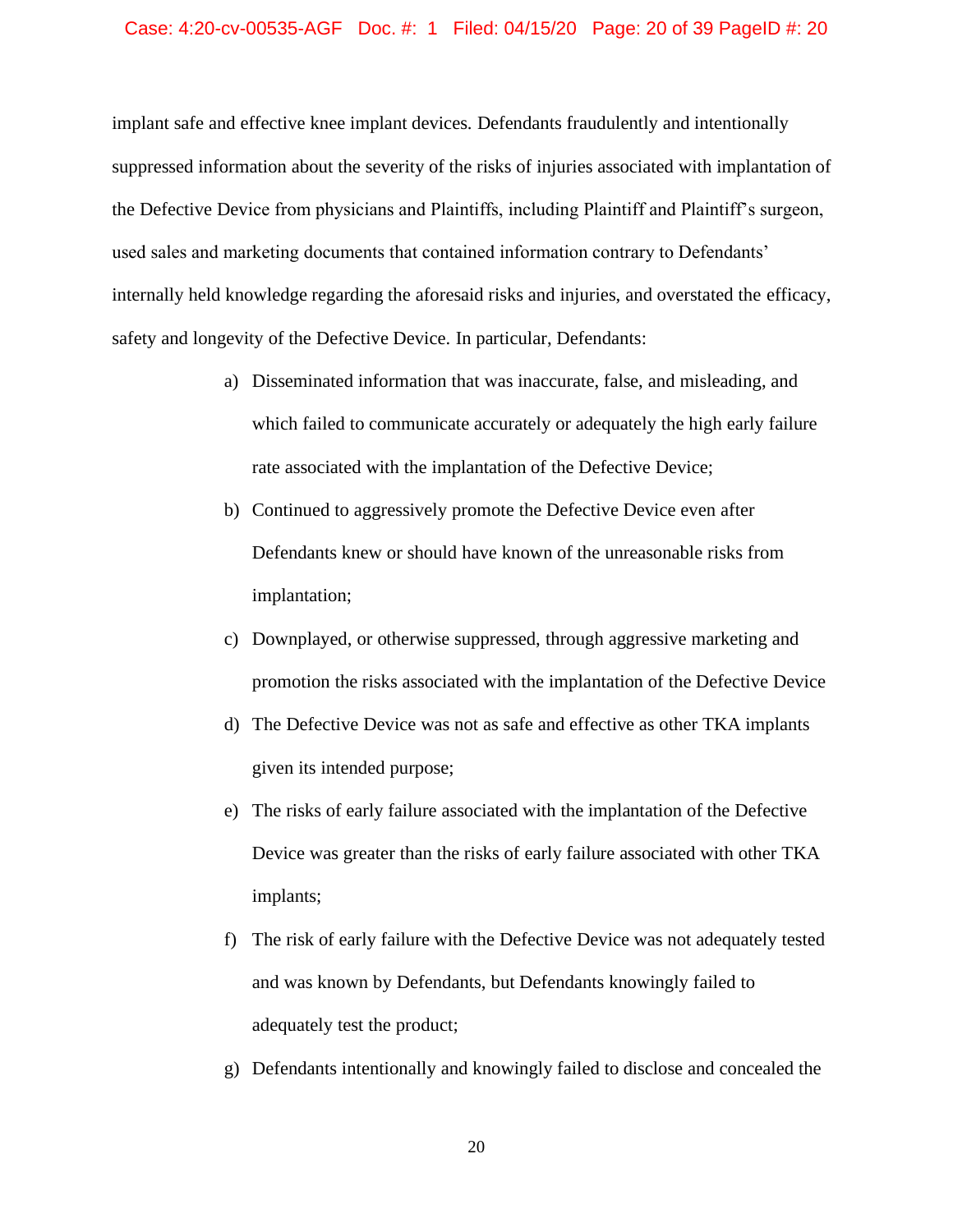implant safe and effective knee implant devices. Defendants fraudulently and intentionally suppressed information about the severity of the risks of injuries associated with implantation of the Defective Device from physicians and Plaintiffs, including Plaintiff and Plaintiff's surgeon, used sales and marketing documents that contained information contrary to Defendants' internally held knowledge regarding the aforesaid risks and injuries, and overstated the efficacy, safety and longevity of the Defective Device. In particular, Defendants:

a) Disseminated information that was inaccurate, false, and misleading, and which failed to communicate accurately or adequately the high early failure rate associated with the implantation of the Defective Device;

b) Continued to aggressively promote the Defective Device even after Defendants knew or should have known of the unreasonable risks from implantation;

c) Downplayed, or otherwise suppressed, through aggressive marketing and promotion the risks associated with the implantation of the Defective Device

d) The Defective Device was not as safe and effective as other TKA implants given its intended purpose;

e) The risks of early failure associated with the implantation of the Defective Device was greater than the risks of early failure associated with other TKA implants;

f) The risk of early failure with the Defective Device was not adequately tested and was known by Defendants, but Defendants knowingly failed to adequately test the product;

g) Defendants intentionally and knowingly failed to disclose and concealed the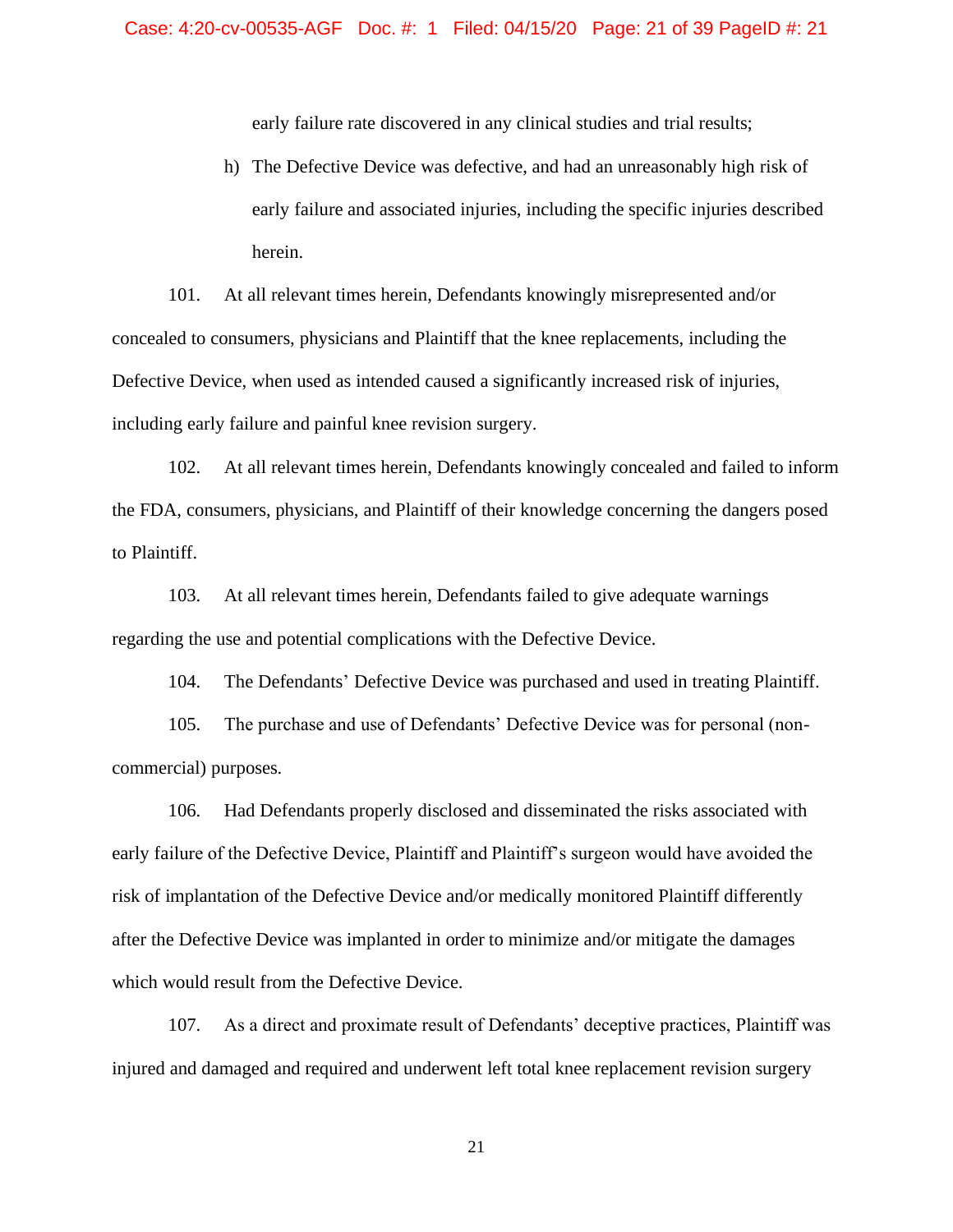early failure rate discovered in any clinical studies and trial results;

h) The Defective Device was defective, and had an unreasonably high risk of early failure and associated injuries, including the specific injuries described herein.

101. At all relevant times herein, Defendants knowingly misrepresented and/or concealed to consumers, physicians and Plaintiff that the knee replacements, including the Defective Device, when used as intended caused a significantly increased risk of injuries, including early failure and painful knee revision surgery.

102. At all relevant times herein, Defendants knowingly concealed and failed to inform the FDA, consumers, physicians, and Plaintiff of their knowledge concerning the dangers posed to Plaintiff.

103. At all relevant times herein, Defendants failed to give adequate warnings regarding the use and potential complications with the Defective Device.

104. The Defendants' Defective Device was purchased and used in treating Plaintiff.

105. The purchase and use of Defendants' Defective Device was for personal (non-commercial) purposes.

106. Had Defendants properly disclosed and disseminated the risks associated with early failure of the Defective Device, Plaintiff and Plaintiff's surgeon would have avoided the risk of implantation of the Defective Device and/or medically monitored Plaintiff differently after the Defective Device was implanted in order to minimize and/or mitigate the damages which would result from the Defective Device.

107. As a direct and proximate result of Defendants' deceptive practices, Plaintiff was injured and damaged and required and underwent left total knee replacement revision surgery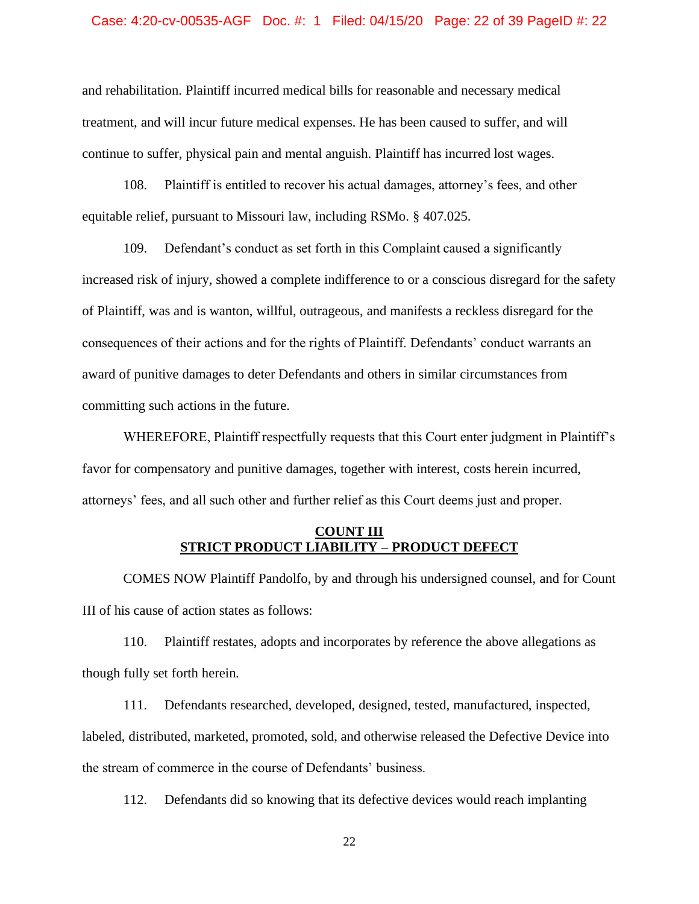and rehabilitation. Plaintiff incurred medical bills for reasonable and necessary medical treatment, and will incur future medical expenses. He has been caused to suffer, and will continue to suffer, physical pain and mental anguish. Plaintiff has incurred lost wages.

108. Plaintiff is entitled to recover his actual damages, attorney's fees, and other equitable relief, pursuant to Missouri law, including RSMo. § 407.025.

109. Defendant's conduct as set forth in this Complaint caused a significantly increased risk of injury, showed a complete indifference to or a conscious disregard for the safety of Plaintiff, was and is wanton, willful, outrageous, and manifests a reckless disregard for the consequences of their actions and for the rights of Plaintiff. Defendants' conduct warrants an award of punitive damages to deter Defendants and others in similar circumstances from committing such actions in the future.

WHEREFORE, Plaintiff respectfully requests that this Court enter judgment in Plaintiff's favor for compensatory and punitive damages, together with interest, costs herein incurred, attorneys' fees, and all such other and further relief as this Court deems just and proper.

## COUNT III
## STRICT PRODUCT LIABILITY – PRODUCT DEFECT

COMES NOW Plaintiff Pandolfo, by and through his undersigned counsel, and for Count III of his cause of action states as follows:

110. Plaintiff restates, adopts and incorporates by reference the above allegations as though fully set forth herein.

111. Defendants researched, developed, designed, tested, manufactured, inspected, labeled, distributed, marketed, promoted, sold, and otherwise released the Defective Device into the stream of commerce in the course of Defendants' business.

112. Defendants did so knowing that its defective devices would reach implanting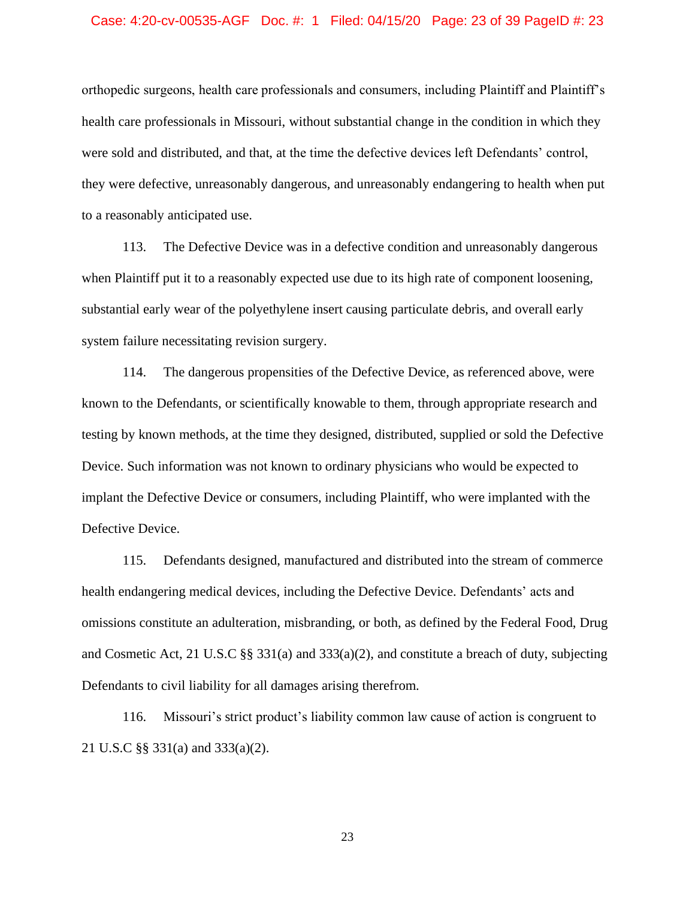orthopedic surgeons, health care professionals and consumers, including Plaintiff and Plaintiff's health care professionals in Missouri, without substantial change in the condition in which they were sold and distributed, and that, at the time the defective devices left Defendants' control, they were defective, unreasonably dangerous, and unreasonably endangering to health when put to a reasonably anticipated use.

113. The Defective Device was in a defective condition and unreasonably dangerous when Plaintiff put it to a reasonably expected use due to its high rate of component loosening, substantial early wear of the polyethylene insert causing particulate debris, and overall early system failure necessitating revision surgery.

114. The dangerous propensities of the Defective Device, as referenced above, were known to the Defendants, or scientifically knowable to them, through appropriate research and testing by known methods, at the time they designed, distributed, supplied or sold the Defective Device. Such information was not known to ordinary physicians who would be expected to implant the Defective Device or consumers, including Plaintiff, who were implanted with the Defective Device.

115. Defendants designed, manufactured and distributed into the stream of commerce health endangering medical devices, including the Defective Device. Defendants' acts and omissions constitute an adulteration, misbranding, or both, as defined by the Federal Food, Drug and Cosmetic Act, 21 U.S.C §§ 331(a) and 333(a)(2), and constitute a breach of duty, subjecting Defendants to civil liability for all damages arising therefrom.

116. Missouri's strict product's liability common law cause of action is congruent to 21 U.S.C §§ 331(a) and 333(a)(2).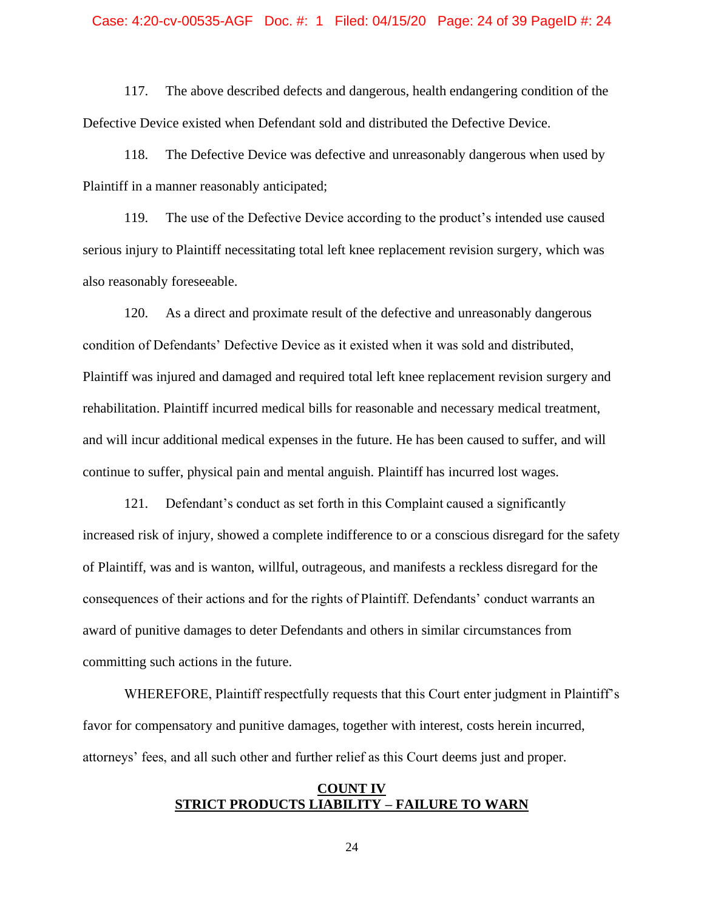117. The above described defects and dangerous, health endangering condition of the Defective Device existed when Defendant sold and distributed the Defective Device.

118. The Defective Device was defective and unreasonably dangerous when used by Plaintiff in a manner reasonably anticipated;

119. The use of the Defective Device according to the product's intended use caused serious injury to Plaintiff necessitating total left knee replacement revision surgery, which was also reasonably foreseeable.

120. As a direct and proximate result of the defective and unreasonably dangerous condition of Defendants' Defective Device as it existed when it was sold and distributed, Plaintiff was injured and damaged and required total left knee replacement revision surgery and rehabilitation. Plaintiff incurred medical bills for reasonable and necessary medical treatment, and will incur additional medical expenses in the future. He has been caused to suffer, and will continue to suffer, physical pain and mental anguish. Plaintiff has incurred lost wages.

121. Defendant's conduct as set forth in this Complaint caused a significantly increased risk of injury, showed a complete indifference to or a conscious disregard for the safety of Plaintiff, was and is wanton, willful, outrageous, and manifests a reckless disregard for the consequences of their actions and for the rights of Plaintiff. Defendants' conduct warrants an award of punitive damages to deter Defendants and others in similar circumstances from committing such actions in the future.

WHEREFORE, Plaintiff respectfully requests that this Court enter judgment in Plaintiff's favor for compensatory and punitive damages, together with interest, costs herein incurred, attorneys' fees, and all such other and further relief as this Court deems just and proper.

## COUNT IV
## STRICT PRODUCTS LIABILITY – FAILURE TO WARN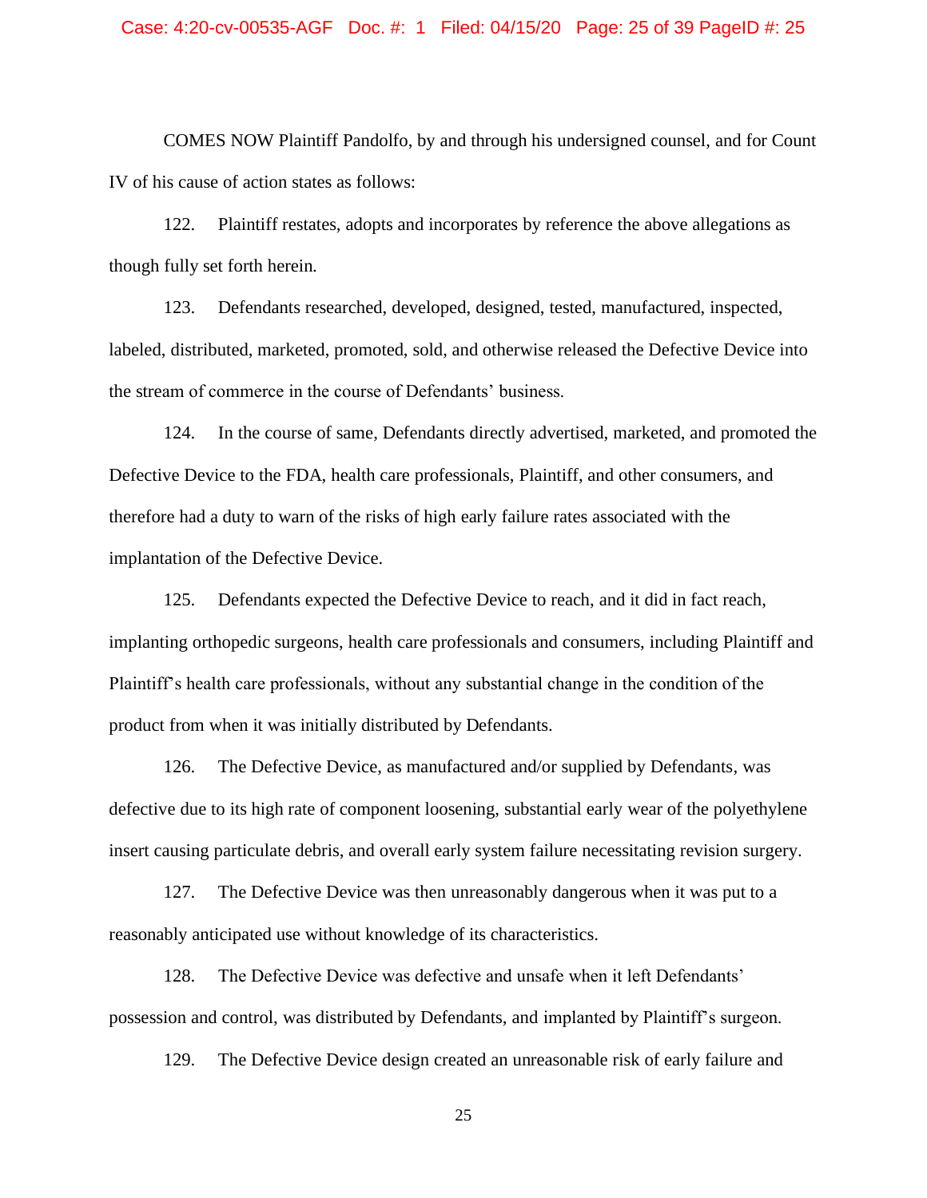COMES NOW Plaintiff Pandolfo, by and through his undersigned counsel, and for Count IV of his cause of action states as follows:

122. Plaintiff restates, adopts and incorporates by reference the above allegations as though fully set forth herein.

123. Defendants researched, developed, designed, tested, manufactured, inspected, labeled, distributed, marketed, promoted, sold, and otherwise released the Defective Device into the stream of commerce in the course of Defendants' business.

124. In the course of same, Defendants directly advertised, marketed, and promoted the Defective Device to the FDA, health care professionals, Plaintiff, and other consumers, and therefore had a duty to warn of the risks of high early failure rates associated with the implantation of the Defective Device.

125. Defendants expected the Defective Device to reach, and it did in fact reach, implanting orthopedic surgeons, health care professionals and consumers, including Plaintiff and Plaintiff's health care professionals, without any substantial change in the condition of the product from when it was initially distributed by Defendants.

126. The Defective Device, as manufactured and/or supplied by Defendants, was defective due to its high rate of component loosening, substantial early wear of the polyethylene insert causing particulate debris, and overall early system failure necessitating revision surgery.

127. The Defective Device was then unreasonably dangerous when it was put to a reasonably anticipated use without knowledge of its characteristics.

128. The Defective Device was defective and unsafe when it left Defendants' possession and control, was distributed by Defendants, and implanted by Plaintiff's surgeon.

129. The Defective Device design created an unreasonable risk of early failure and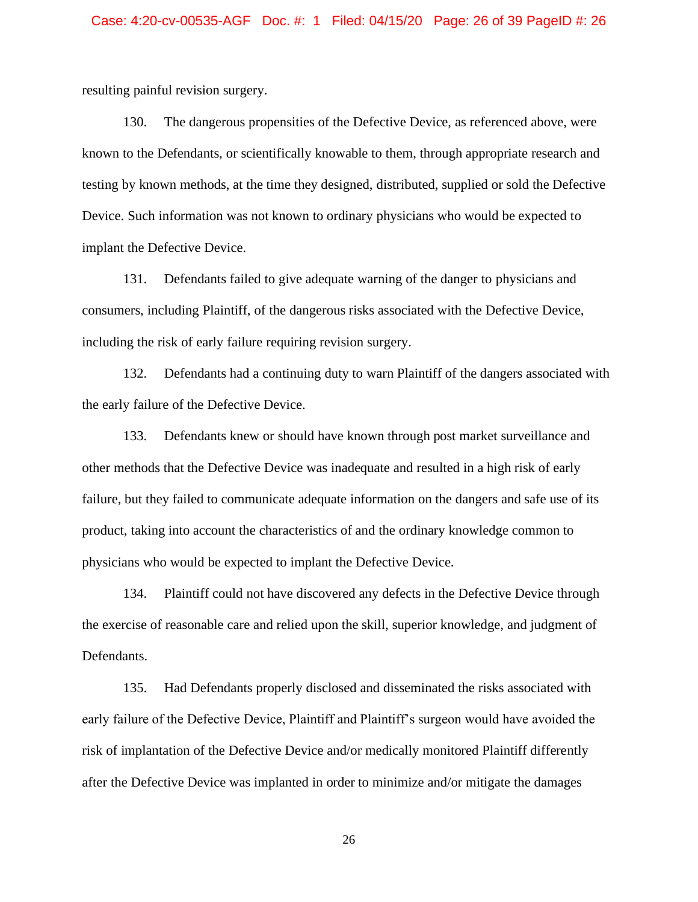resulting painful revision surgery.

130. The dangerous propensities of the Defective Device, as referenced above, were known to the Defendants, or scientifically knowable to them, through appropriate research and testing by known methods, at the time they designed, distributed, supplied or sold the Defective Device. Such information was not known to ordinary physicians who would be expected to implant the Defective Device.

131. Defendants failed to give adequate warning of the danger to physicians and consumers, including Plaintiff, of the dangerous risks associated with the Defective Device, including the risk of early failure requiring revision surgery.

132. Defendants had a continuing duty to warn Plaintiff of the dangers associated with the early failure of the Defective Device.

133. Defendants knew or should have known through post market surveillance and other methods that the Defective Device was inadequate and resulted in a high risk of early failure, but they failed to communicate adequate information on the dangers and safe use of its product, taking into account the characteristics of and the ordinary knowledge common to physicians who would be expected to implant the Defective Device.

134. Plaintiff could not have discovered any defects in the Defective Device through the exercise of reasonable care and relied upon the skill, superior knowledge, and judgment of Defendants.

135. Had Defendants properly disclosed and disseminated the risks associated with early failure of the Defective Device, Plaintiff and Plaintiff's surgeon would have avoided the risk of implantation of the Defective Device and/or medically monitored Plaintiff differently after the Defective Device was implanted in order to minimize and/or mitigate the damages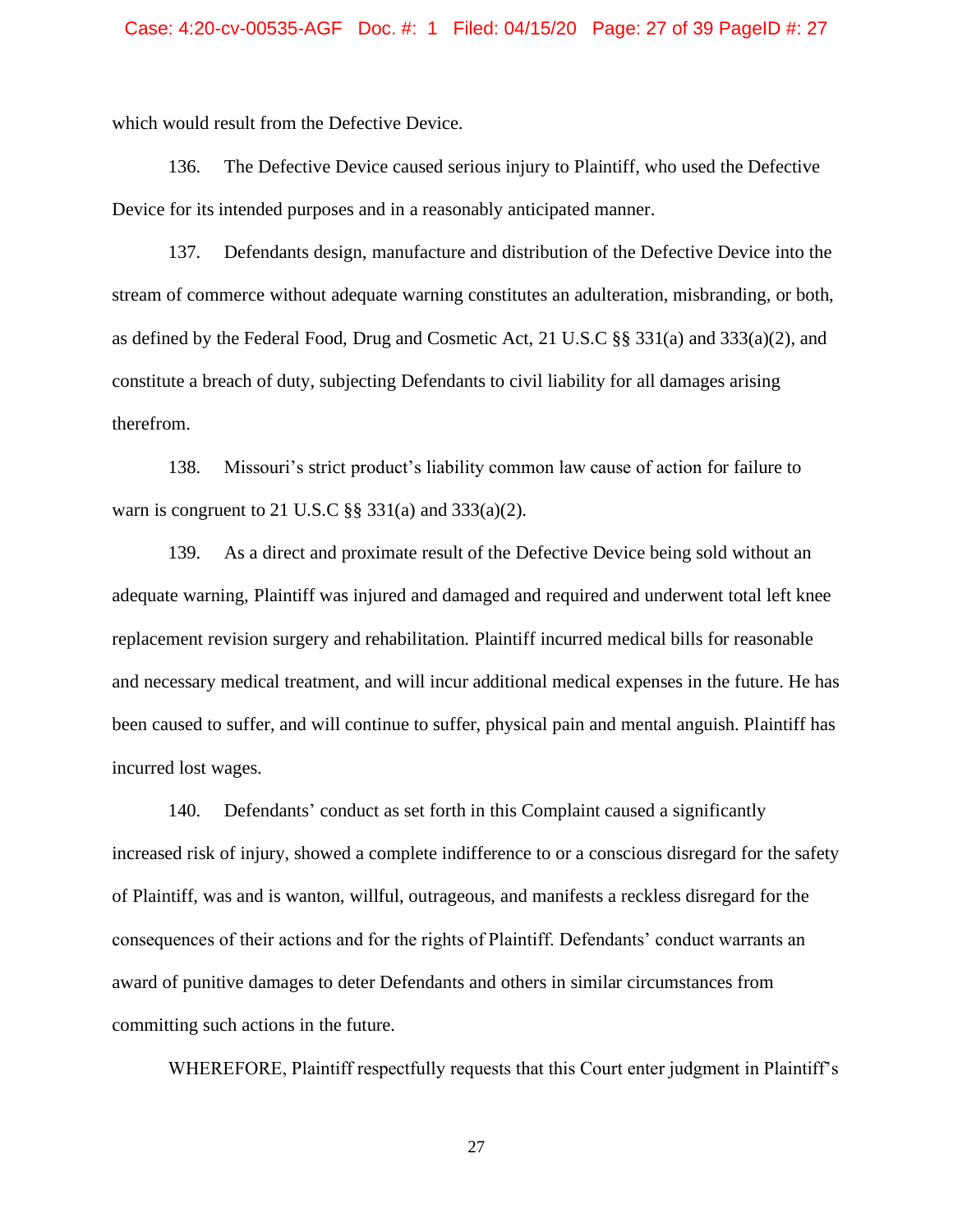which would result from the Defective Device.

136. The Defective Device caused serious injury to Plaintiff, who used the Defective Device for its intended purposes and in a reasonably anticipated manner.

137. Defendants design, manufacture and distribution of the Defective Device into the stream of commerce without adequate warning constitutes an adulteration, misbranding, or both, as defined by the Federal Food, Drug and Cosmetic Act, 21 U.S.C §§ 331(a) and 333(a)(2), and constitute a breach of duty, subjecting Defendants to civil liability for all damages arising therefrom.

138. Missouri's strict product's liability common law cause of action for failure to warn is congruent to 21 U.S.C §§ 331(a) and 333(a)(2).

139. As a direct and proximate result of the Defective Device being sold without an adequate warning, Plaintiff was injured and damaged and required and underwent total left knee replacement revision surgery and rehabilitation. Plaintiff incurred medical bills for reasonable and necessary medical treatment, and will incur additional medical expenses in the future. He has been caused to suffer, and will continue to suffer, physical pain and mental anguish. Plaintiff has incurred lost wages.

140. Defendants' conduct as set forth in this Complaint caused a significantly increased risk of injury, showed a complete indifference to or a conscious disregard for the safety of Plaintiff, was and is wanton, willful, outrageous, and manifests a reckless disregard for the consequences of their actions and for the rights of Plaintiff. Defendants' conduct warrants an award of punitive damages to deter Defendants and others in similar circumstances from committing such actions in the future.

WHEREFORE, Plaintiff respectfully requests that this Court enter judgment in Plaintiff's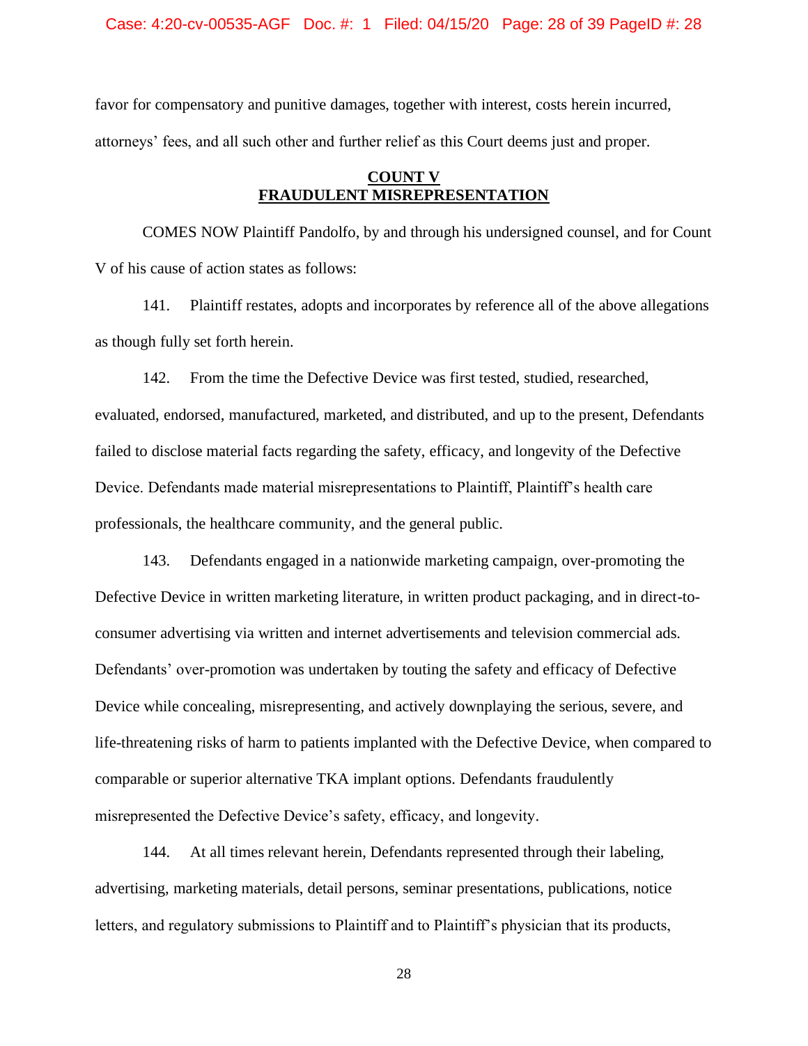favor for compensatory and punitive damages, together with interest, costs herein incurred, attorneys' fees, and all such other and further relief as this Court deems just and proper.

## COUNT V
## FRAUDULENT MISREPRESENTATION

COMES NOW Plaintiff Pandolfo, by and through his undersigned counsel, and for Count V of his cause of action states as follows:

141. Plaintiff restates, adopts and incorporates by reference all of the above allegations as though fully set forth herein.

142. From the time the Defective Device was first tested, studied, researched, evaluated, endorsed, manufactured, marketed, and distributed, and up to the present, Defendants failed to disclose material facts regarding the safety, efficacy, and longevity of the Defective Device. Defendants made material misrepresentations to Plaintiff, Plaintiff's health care professionals, the healthcare community, and the general public.

143. Defendants engaged in a nationwide marketing campaign, over-promoting the Defective Device in written marketing literature, in written product packaging, and in direct-to-consumer advertising via written and internet advertisements and television commercial ads. Defendants' over-promotion was undertaken by touting the safety and efficacy of Defective Device while concealing, misrepresenting, and actively downplaying the serious, severe, and life-threatening risks of harm to patients implanted with the Defective Device, when compared to comparable or superior alternative TKA implant options. Defendants fraudulently misrepresented the Defective Device's safety, efficacy, and longevity.

144. At all times relevant herein, Defendants represented through their labeling, advertising, marketing materials, detail persons, seminar presentations, publications, notice letters, and regulatory submissions to Plaintiff and to Plaintiff's physician that its products,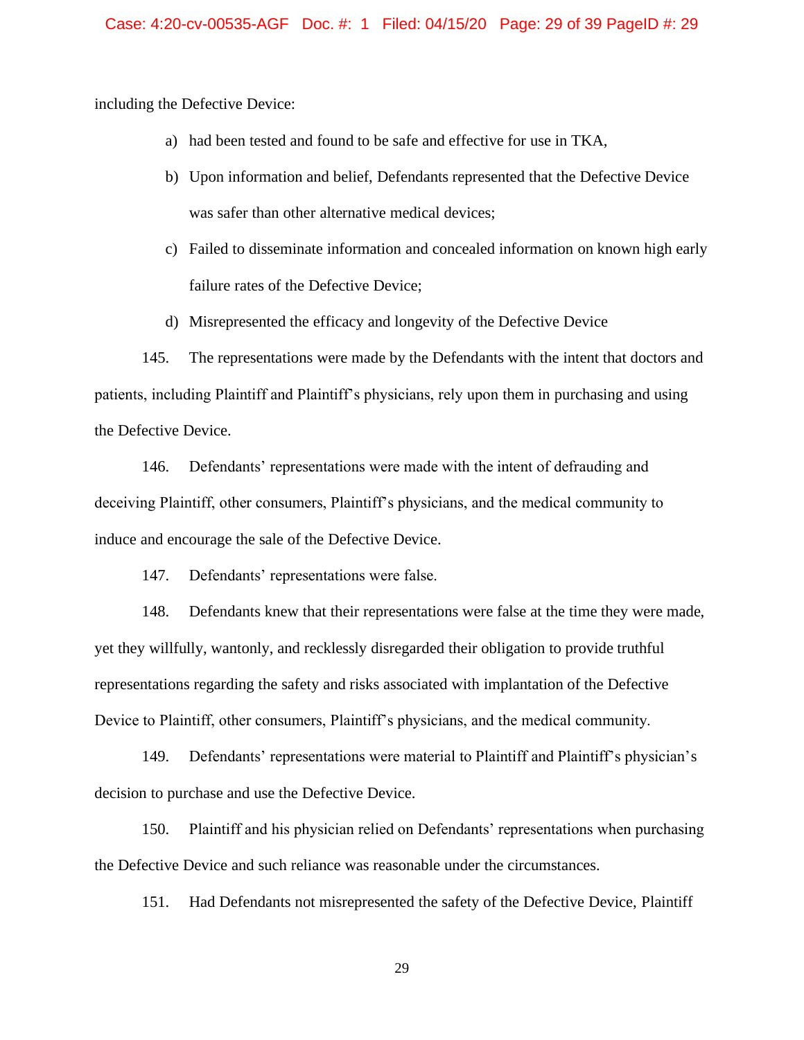including the Defective Device:

a) had been tested and found to be safe and effective for use in TKA,

b) Upon information and belief, Defendants represented that the Defective Device was safer than other alternative medical devices;

c) Failed to disseminate information and concealed information on known high early failure rates of the Defective Device;

d) Misrepresented the efficacy and longevity of the Defective Device

145. The representations were made by the Defendants with the intent that doctors and patients, including Plaintiff and Plaintiff's physicians, rely upon them in purchasing and using the Defective Device.

146. Defendants' representations were made with the intent of defrauding and deceiving Plaintiff, other consumers, Plaintiff's physicians, and the medical community to induce and encourage the sale of the Defective Device.

147. Defendants' representations were false.

148. Defendants knew that their representations were false at the time they were made, yet they willfully, wantonly, and recklessly disregarded their obligation to provide truthful representations regarding the safety and risks associated with implantation of the Defective Device to Plaintiff, other consumers, Plaintiff's physicians, and the medical community.

149. Defendants' representations were material to Plaintiff and Plaintiff's physician's decision to purchase and use the Defective Device.

150. Plaintiff and his physician relied on Defendants' representations when purchasing the Defective Device and such reliance was reasonable under the circumstances.

151. Had Defendants not misrepresented the safety of the Defective Device, Plaintiff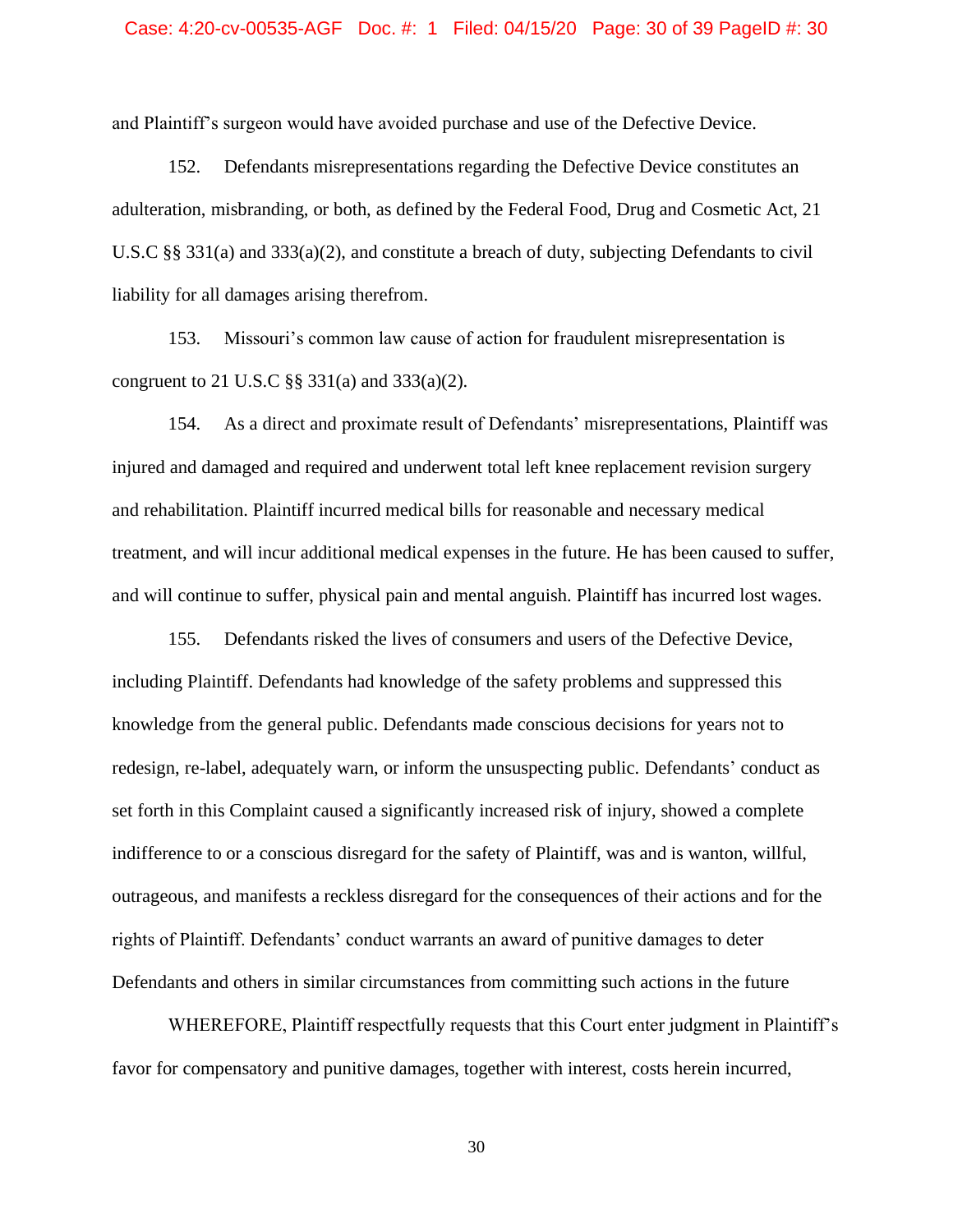and Plaintiff's surgeon would have avoided purchase and use of the Defective Device.

152. Defendants misrepresentations regarding the Defective Device constitutes an adulteration, misbranding, or both, as defined by the Federal Food, Drug and Cosmetic Act, 21 U.S.C §§ 331(a) and 333(a)(2), and constitute a breach of duty, subjecting Defendants to civil liability for all damages arising therefrom.

153. Missouri's common law cause of action for fraudulent misrepresentation is congruent to 21 U.S.C §§ 331(a) and 333(a)(2).

154. As a direct and proximate result of Defendants' misrepresentations, Plaintiff was injured and damaged and required and underwent total left knee replacement revision surgery and rehabilitation. Plaintiff incurred medical bills for reasonable and necessary medical treatment, and will incur additional medical expenses in the future. He has been caused to suffer, and will continue to suffer, physical pain and mental anguish. Plaintiff has incurred lost wages.

155. Defendants risked the lives of consumers and users of the Defective Device, including Plaintiff. Defendants had knowledge of the safety problems and suppressed this knowledge from the general public. Defendants made conscious decisions for years not to redesign, re-label, adequately warn, or inform the unsuspecting public. Defendants' conduct as set forth in this Complaint caused a significantly increased risk of injury, showed a complete indifference to or a conscious disregard for the safety of Plaintiff, was and is wanton, willful, outrageous, and manifests a reckless disregard for the consequences of their actions and for the rights of Plaintiff. Defendants' conduct warrants an award of punitive damages to deter Defendants and others in similar circumstances from committing such actions in the future

WHEREFORE, Plaintiff respectfully requests that this Court enter judgment in Plaintiff's favor for compensatory and punitive damages, together with interest, costs herein incurred,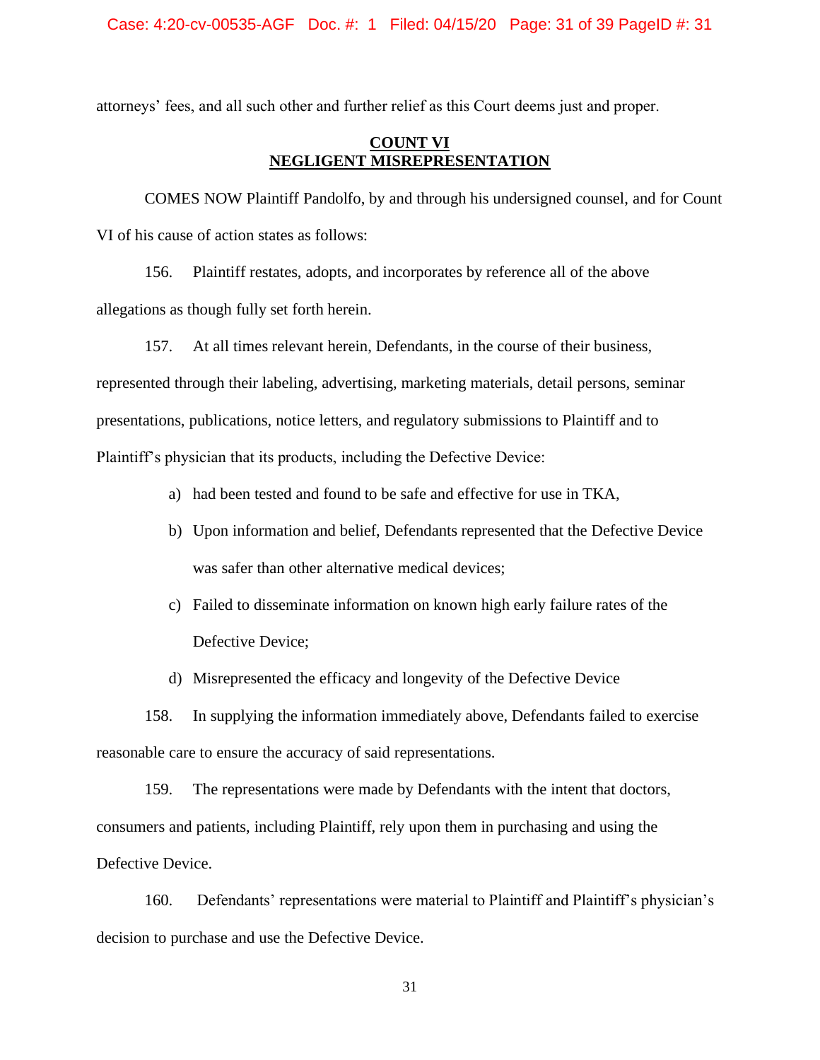attorneys' fees, and all such other and further relief as this Court deems just and proper.

## COUNT VI
## NEGLIGENT MISREPRESENTATION

COMES NOW Plaintiff Pandolfo, by and through his undersigned counsel, and for Count VI of his cause of action states as follows:

156. Plaintiff restates, adopts, and incorporates by reference all of the above allegations as though fully set forth herein.

157. At all times relevant herein, Defendants, in the course of their business, represented through their labeling, advertising, marketing materials, detail persons, seminar presentations, publications, notice letters, and regulatory submissions to Plaintiff and to Plaintiff's physician that its products, including the Defective Device:

a) had been tested and found to be safe and effective for use in TKA,

b) Upon information and belief, Defendants represented that the Defective Device was safer than other alternative medical devices;

c) Failed to disseminate information on known high early failure rates of the Defective Device;

d) Misrepresented the efficacy and longevity of the Defective Device

158. In supplying the information immediately above, Defendants failed to exercise reasonable care to ensure the accuracy of said representations.

159. The representations were made by Defendants with the intent that doctors, consumers and patients, including Plaintiff, rely upon them in purchasing and using the Defective Device.

160. Defendants' representations were material to Plaintiff and Plaintiff's physician's decision to purchase and use the Defective Device.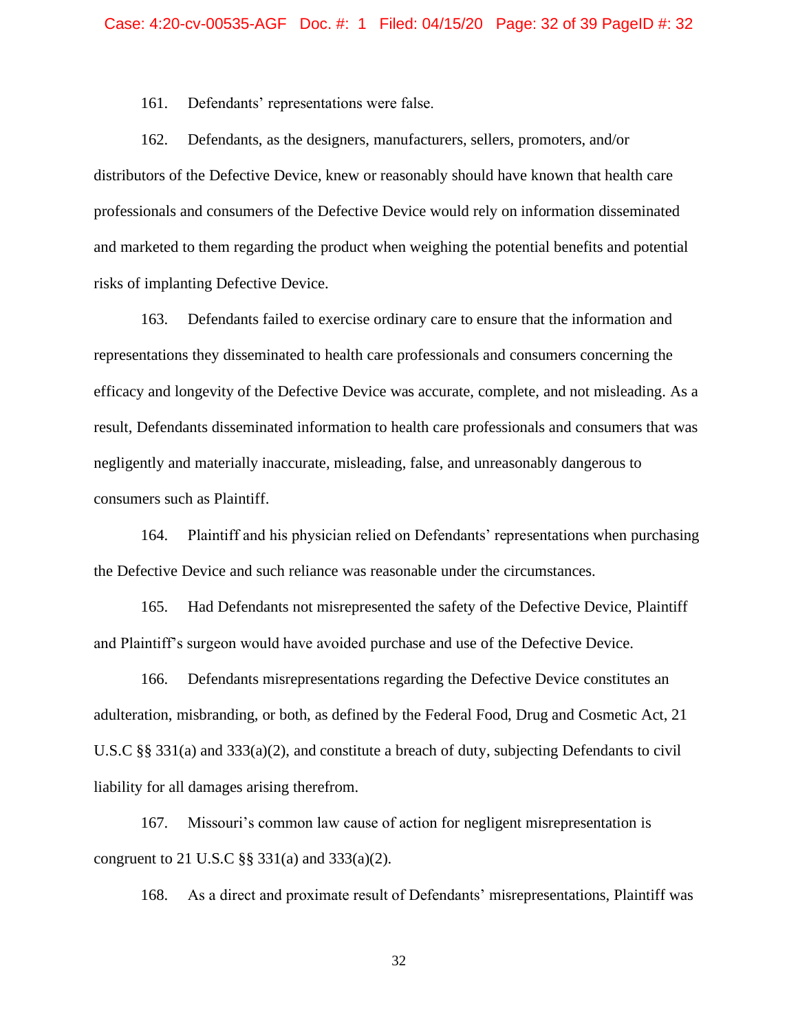161. Defendants' representations were false.

162. Defendants, as the designers, manufacturers, sellers, promoters, and/or distributors of the Defective Device, knew or reasonably should have known that health care professionals and consumers of the Defective Device would rely on information disseminated and marketed to them regarding the product when weighing the potential benefits and potential risks of implanting Defective Device.

163. Defendants failed to exercise ordinary care to ensure that the information and representations they disseminated to health care professionals and consumers concerning the efficacy and longevity of the Defective Device was accurate, complete, and not misleading. As a result, Defendants disseminated information to health care professionals and consumers that was negligently and materially inaccurate, misleading, false, and unreasonably dangerous to consumers such as Plaintiff.

164. Plaintiff and his physician relied on Defendants' representations when purchasing the Defective Device and such reliance was reasonable under the circumstances.

165. Had Defendants not misrepresented the safety of the Defective Device, Plaintiff and Plaintiff's surgeon would have avoided purchase and use of the Defective Device.

166. Defendants misrepresentations regarding the Defective Device constitutes an adulteration, misbranding, or both, as defined by the Federal Food, Drug and Cosmetic Act, 21 U.S.C §§ 331(a) and 333(a)(2), and constitute a breach of duty, subjecting Defendants to civil liability for all damages arising therefrom.

167. Missouri's common law cause of action for negligent misrepresentation is congruent to 21 U.S.C §§ 331(a) and 333(a)(2).

168. As a direct and proximate result of Defendants' misrepresentations, Plaintiff was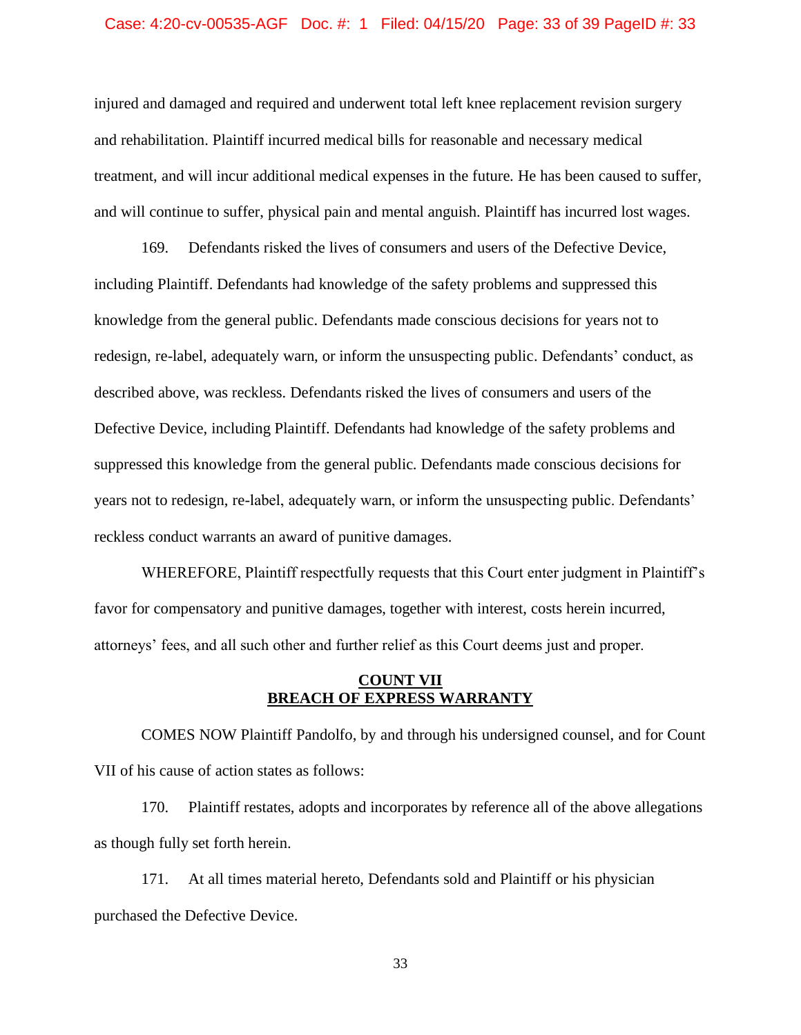injured and damaged and required and underwent total left knee replacement revision surgery and rehabilitation. Plaintiff incurred medical bills for reasonable and necessary medical treatment, and will incur additional medical expenses in the future. He has been caused to suffer, and will continue to suffer, physical pain and mental anguish. Plaintiff has incurred lost wages.

169. Defendants risked the lives of consumers and users of the Defective Device, including Plaintiff. Defendants had knowledge of the safety problems and suppressed this knowledge from the general public. Defendants made conscious decisions for years not to redesign, re-label, adequately warn, or inform the unsuspecting public. Defendants' conduct, as described above, was reckless. Defendants risked the lives of consumers and users of the Defective Device, including Plaintiff. Defendants had knowledge of the safety problems and suppressed this knowledge from the general public. Defendants made conscious decisions for years not to redesign, re-label, adequately warn, or inform the unsuspecting public. Defendants' reckless conduct warrants an award of punitive damages.

WHEREFORE, Plaintiff respectfully requests that this Court enter judgment in Plaintiff's favor for compensatory and punitive damages, together with interest, costs herein incurred, attorneys' fees, and all such other and further relief as this Court deems just and proper.

## COUNT VII
## BREACH OF EXPRESS WARRANTY

COMES NOW Plaintiff Pandolfo, by and through his undersigned counsel, and for Count VII of his cause of action states as follows:

170. Plaintiff restates, adopts and incorporates by reference all of the above allegations as though fully set forth herein.

171. At all times material hereto, Defendants sold and Plaintiff or his physician purchased the Defective Device.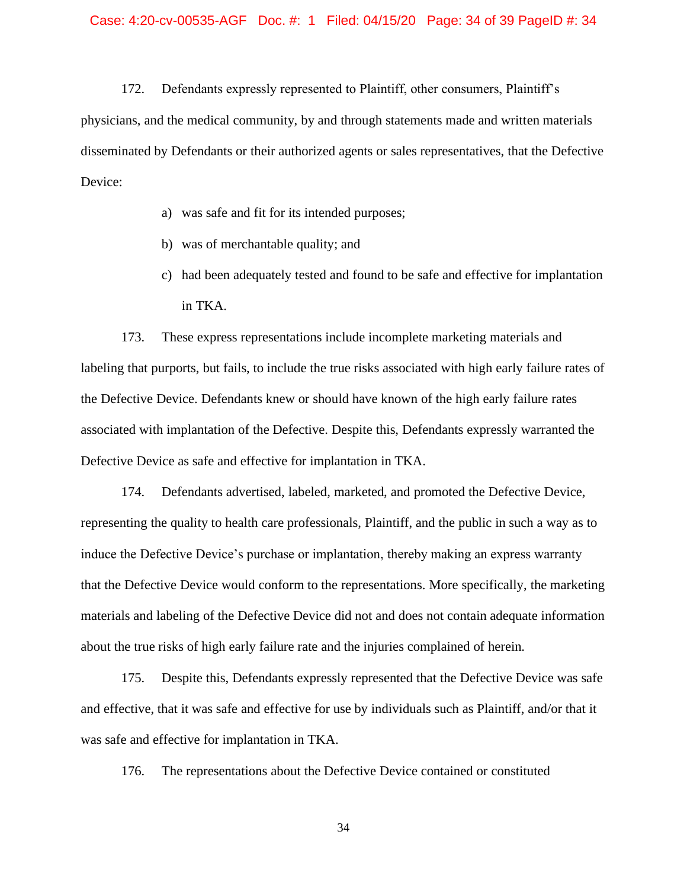172. Defendants expressly represented to Plaintiff, other consumers, Plaintiff's physicians, and the medical community, by and through statements made and written materials disseminated by Defendants or their authorized agents or sales representatives, that the Defective Device:

a) was safe and fit for its intended purposes;

b) was of merchantable quality; and

c) had been adequately tested and found to be safe and effective for implantation in TKA.

173. These express representations include incomplete marketing materials and labeling that purports, but fails, to include the true risks associated with high early failure rates of the Defective Device. Defendants knew or should have known of the high early failure rates associated with implantation of the Defective. Despite this, Defendants expressly warranted the Defective Device as safe and effective for implantation in TKA.

174. Defendants advertised, labeled, marketed, and promoted the Defective Device, representing the quality to health care professionals, Plaintiff, and the public in such a way as to induce the Defective Device's purchase or implantation, thereby making an express warranty that the Defective Device would conform to the representations. More specifically, the marketing materials and labeling of the Defective Device did not and does not contain adequate information about the true risks of high early failure rate and the injuries complained of herein.

175. Despite this, Defendants expressly represented that the Defective Device was safe and effective, that it was safe and effective for use by individuals such as Plaintiff, and/or that it was safe and effective for implantation in TKA.

176. The representations about the Defective Device contained or constituted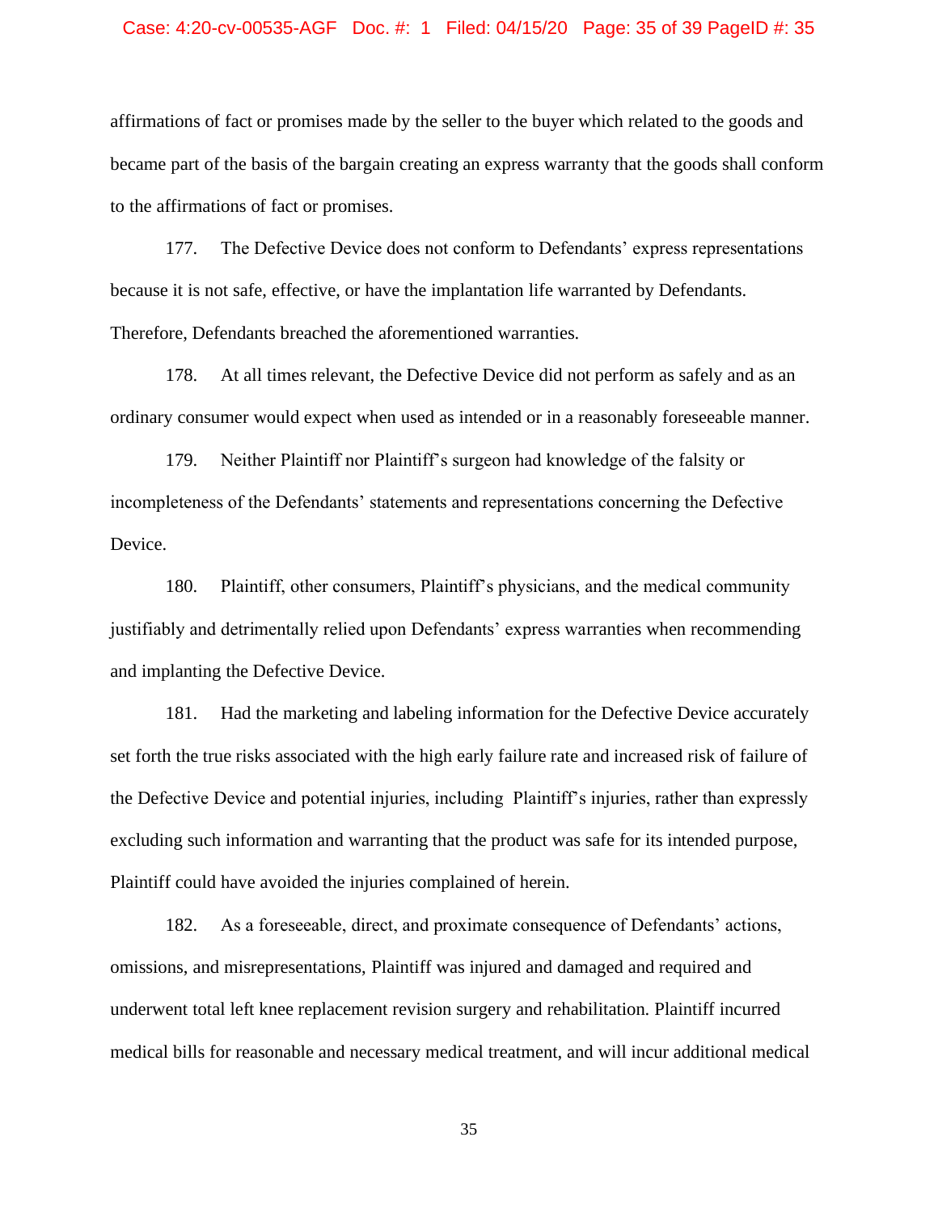affirmations of fact or promises made by the seller to the buyer which related to the goods and became part of the basis of the bargain creating an express warranty that the goods shall conform to the affirmations of fact or promises.

177. The Defective Device does not conform to Defendants' express representations because it is not safe, effective, or have the implantation life warranted by Defendants. Therefore, Defendants breached the aforementioned warranties.

178. At all times relevant, the Defective Device did not perform as safely and as an ordinary consumer would expect when used as intended or in a reasonably foreseeable manner.

179. Neither Plaintiff nor Plaintiff's surgeon had knowledge of the falsity or incompleteness of the Defendants' statements and representations concerning the Defective Device.

180. Plaintiff, other consumers, Plaintiff's physicians, and the medical community justifiably and detrimentally relied upon Defendants' express warranties when recommending and implanting the Defective Device.

181. Had the marketing and labeling information for the Defective Device accurately set forth the true risks associated with the high early failure rate and increased risk of failure of the Defective Device and potential injuries, including Plaintiff's injuries, rather than expressly excluding such information and warranting that the product was safe for its intended purpose, Plaintiff could have avoided the injuries complained of herein.

182. As a foreseeable, direct, and proximate consequence of Defendants' actions, omissions, and misrepresentations, Plaintiff was injured and damaged and required and underwent total left knee replacement revision surgery and rehabilitation. Plaintiff incurred medical bills for reasonable and necessary medical treatment, and will incur additional medical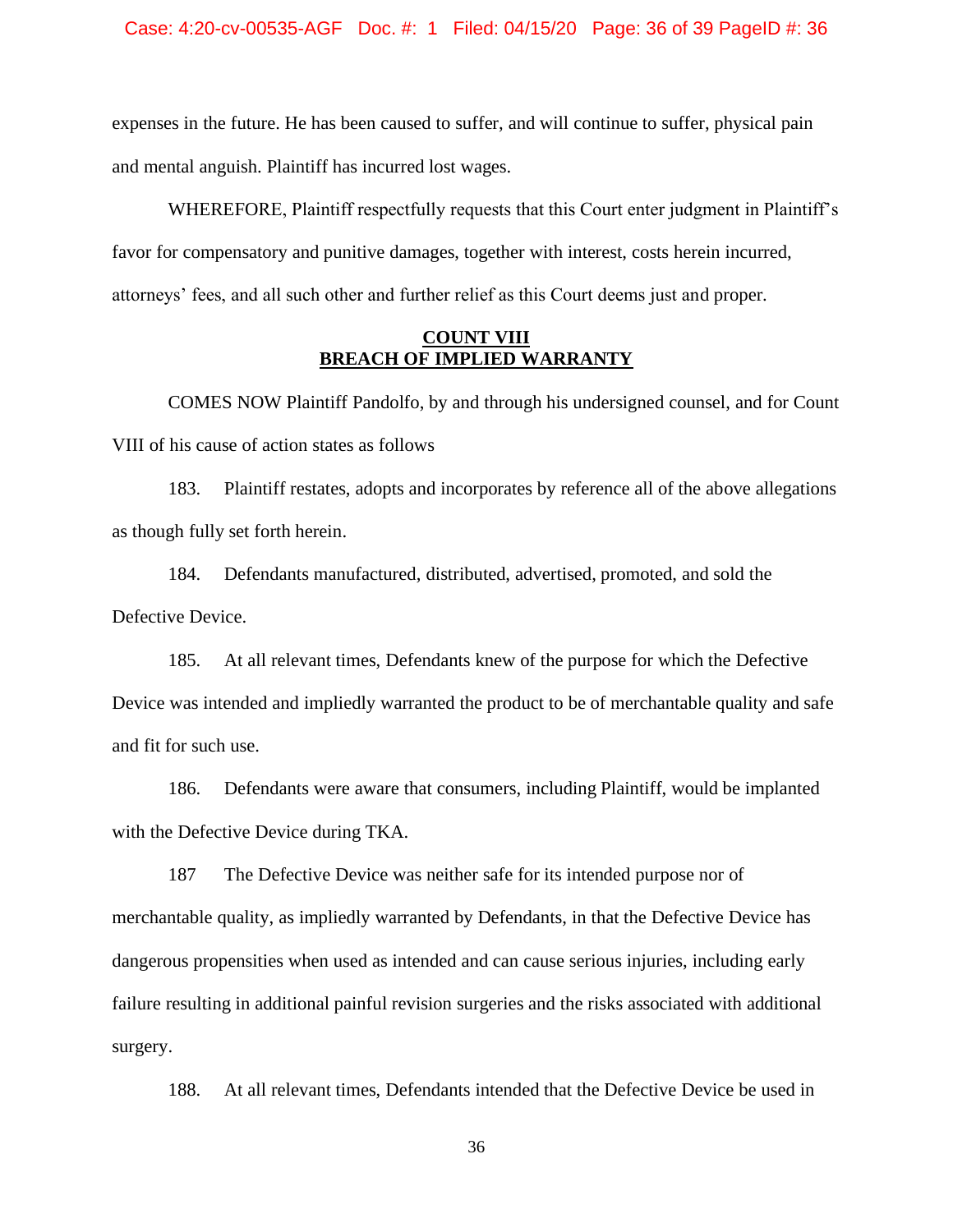expenses in the future. He has been caused to suffer, and will continue to suffer, physical pain and mental anguish. Plaintiff has incurred lost wages.

WHEREFORE, Plaintiff respectfully requests that this Court enter judgment in Plaintiff's favor for compensatory and punitive damages, together with interest, costs herein incurred, attorneys' fees, and all such other and further relief as this Court deems just and proper.

## COUNT VIII
## BREACH OF IMPLIED WARRANTY

COMES NOW Plaintiff Pandolfo, by and through his undersigned counsel, and for Count VIII of his cause of action states as follows

183. Plaintiff restates, adopts and incorporates by reference all of the above allegations as though fully set forth herein.

184. Defendants manufactured, distributed, advertised, promoted, and sold the Defective Device.

185. At all relevant times, Defendants knew of the purpose for which the Defective Device was intended and impliedly warranted the product to be of merchantable quality and safe and fit for such use.

186. Defendants were aware that consumers, including Plaintiff, would be implanted with the Defective Device during TKA.

187 The Defective Device was neither safe for its intended purpose nor of merchantable quality, as impliedly warranted by Defendants, in that the Defective Device has dangerous propensities when used as intended and can cause serious injuries, including early failure resulting in additional painful revision surgeries and the risks associated with additional surgery.

188. At all relevant times, Defendants intended that the Defective Device be used in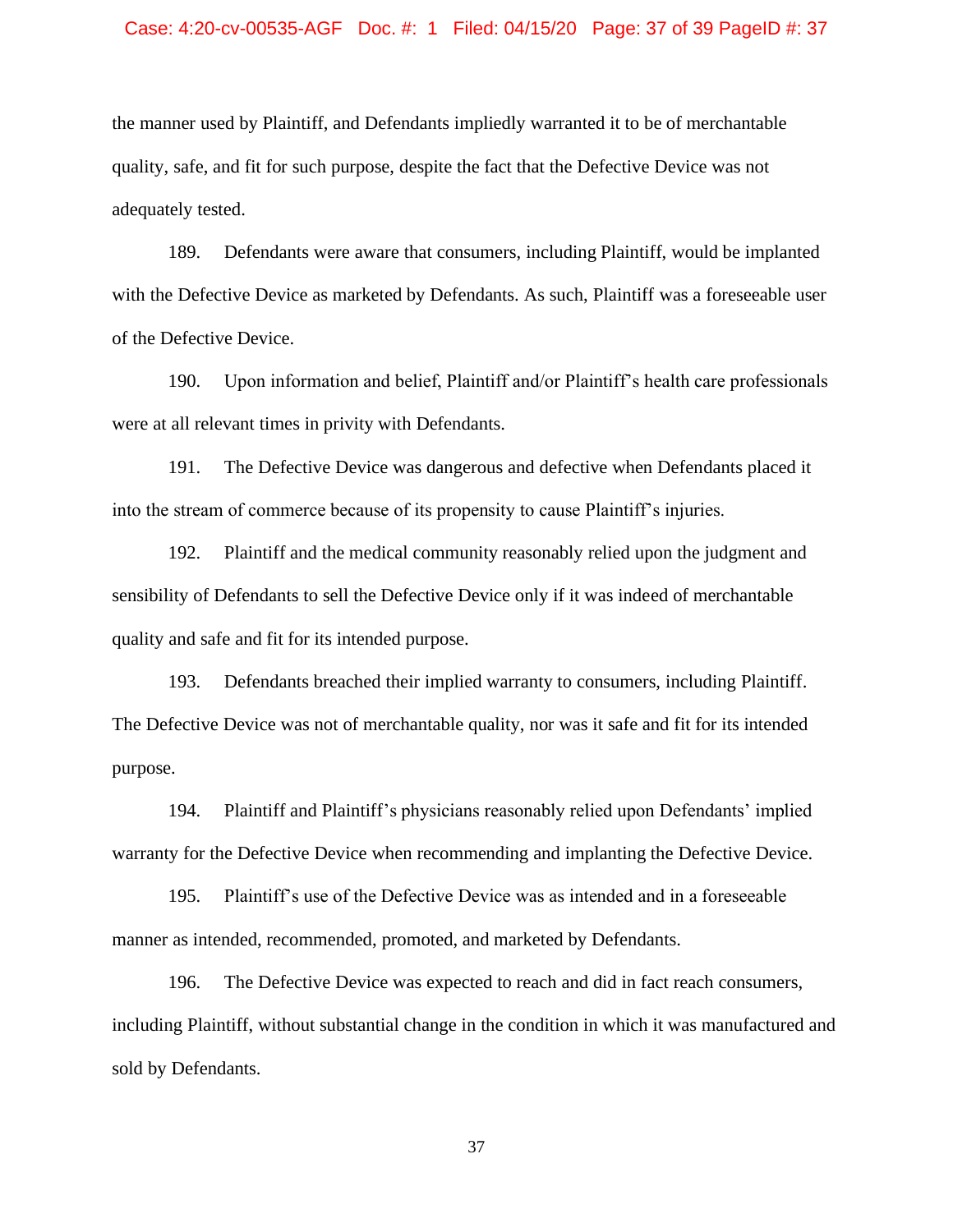the manner used by Plaintiff, and Defendants impliedly warranted it to be of merchantable quality, safe, and fit for such purpose, despite the fact that the Defective Device was not adequately tested.

189. Defendants were aware that consumers, including Plaintiff, would be implanted with the Defective Device as marketed by Defendants. As such, Plaintiff was a foreseeable user of the Defective Device.

190. Upon information and belief, Plaintiff and/or Plaintiff's health care professionals were at all relevant times in privity with Defendants.

191. The Defective Device was dangerous and defective when Defendants placed it into the stream of commerce because of its propensity to cause Plaintiff's injuries.

192. Plaintiff and the medical community reasonably relied upon the judgment and sensibility of Defendants to sell the Defective Device only if it was indeed of merchantable quality and safe and fit for its intended purpose.

193. Defendants breached their implied warranty to consumers, including Plaintiff. The Defective Device was not of merchantable quality, nor was it safe and fit for its intended purpose.

194. Plaintiff and Plaintiff's physicians reasonably relied upon Defendants' implied warranty for the Defective Device when recommending and implanting the Defective Device.

195. Plaintiff's use of the Defective Device was as intended and in a foreseeable manner as intended, recommended, promoted, and marketed by Defendants.

196. The Defective Device was expected to reach and did in fact reach consumers, including Plaintiff, without substantial change in the condition in which it was manufactured and sold by Defendants.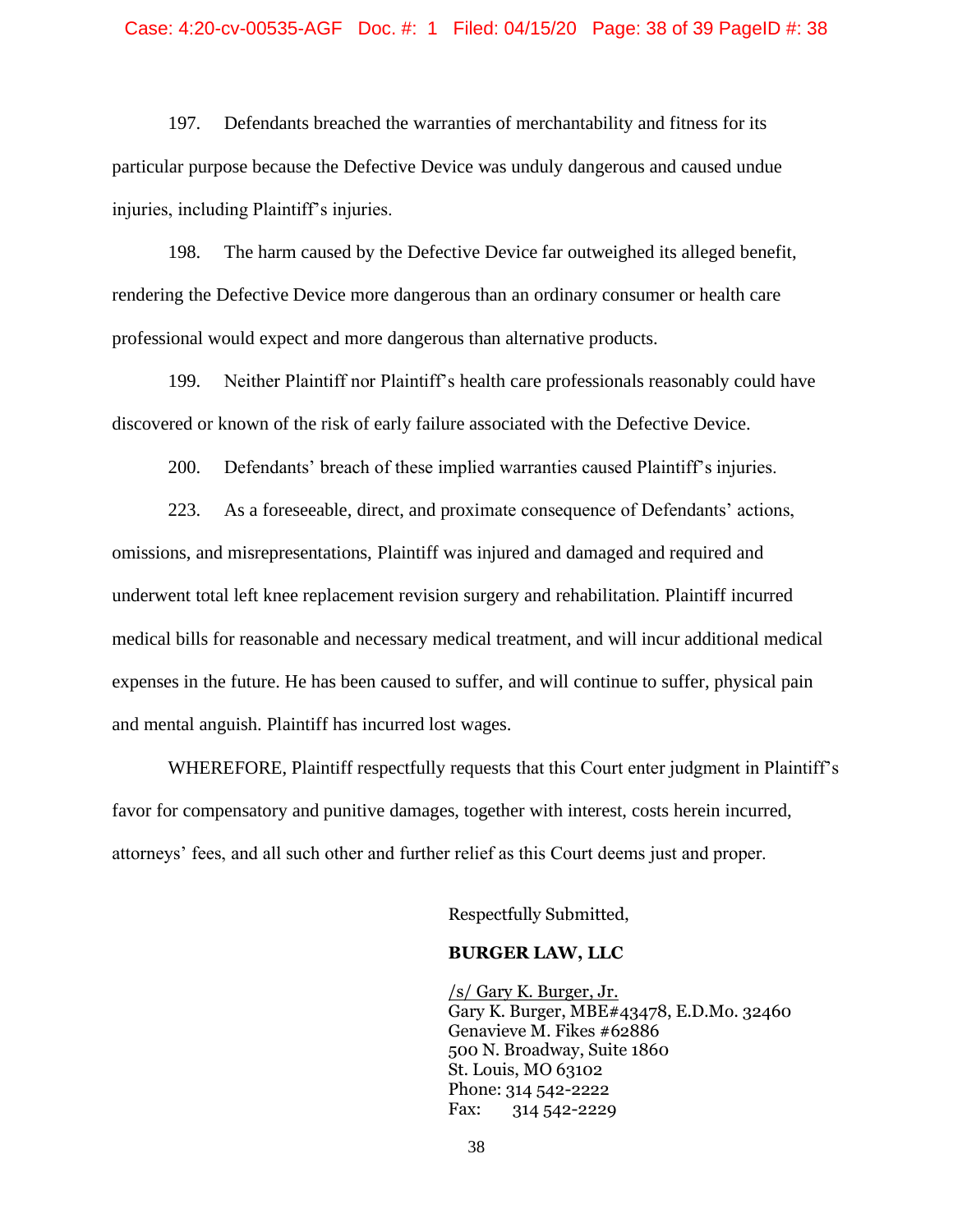197. Defendants breached the warranties of merchantability and fitness for its particular purpose because the Defective Device was unduly dangerous and caused undue injuries, including Plaintiff's injuries.

198. The harm caused by the Defective Device far outweighed its alleged benefit, rendering the Defective Device more dangerous than an ordinary consumer or health care professional would expect and more dangerous than alternative products.

199. Neither Plaintiff nor Plaintiff's health care professionals reasonably could have discovered or known of the risk of early failure associated with the Defective Device.

200. Defendants' breach of these implied warranties caused Plaintiff's injuries.

223. As a foreseeable, direct, and proximate consequence of Defendants' actions, omissions, and misrepresentations, Plaintiff was injured and damaged and required and underwent total left knee replacement revision surgery and rehabilitation. Plaintiff incurred medical bills for reasonable and necessary medical treatment, and will incur additional medical expenses in the future. He has been caused to suffer, and will continue to suffer, physical pain and mental anguish. Plaintiff has incurred lost wages.

WHEREFORE, Plaintiff respectfully requests that this Court enter judgment in Plaintiff's favor for compensatory and punitive damages, together with interest, costs herein incurred, attorneys' fees, and all such other and further relief as this Court deems just and proper.

Respectfully Submitted,

**BURGER LAW, LLC**

/s/ Gary K. Burger, Jr.
Gary K. Burger, MBE#43478, E.D.Mo. 32460
Genavieve M. Fikes #62886
500 N. Broadway, Suite 1860
St. Louis, MO 63102
Phone: 314 542-2222
Fax: 314 542-2229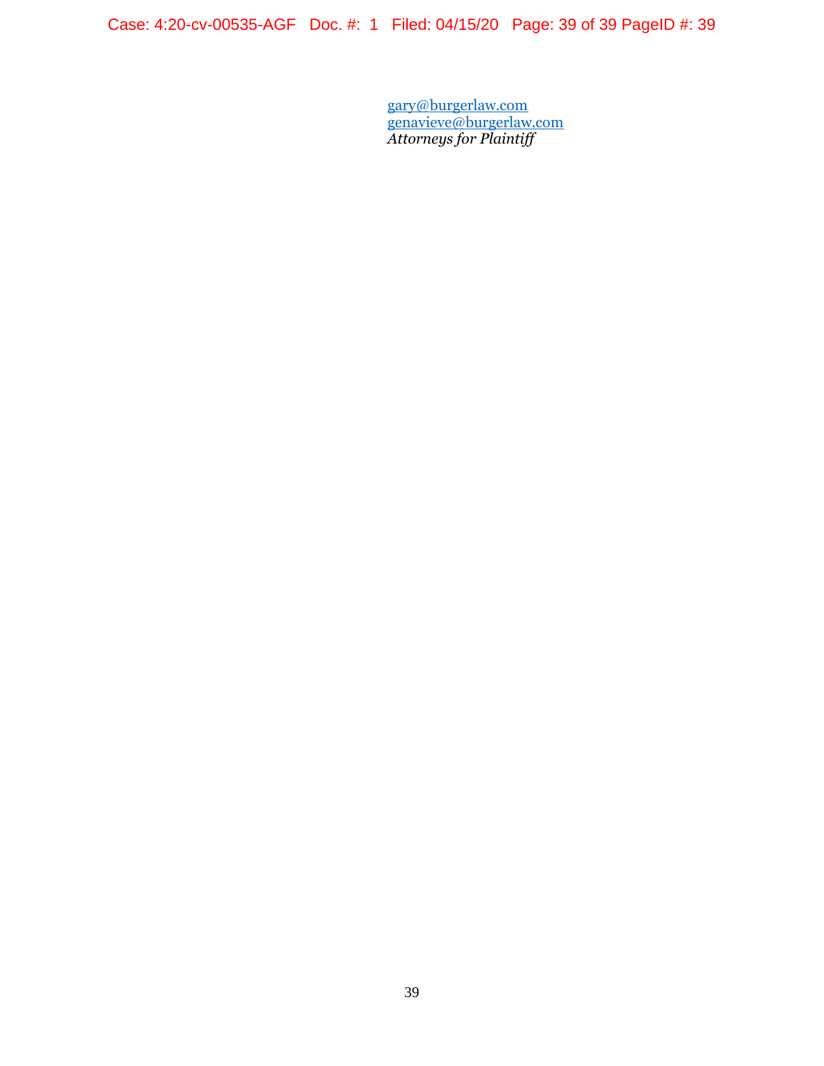gary@burgerlaw.com
genavieve@burgerlaw.com
*Attorneys for Plaintiff*